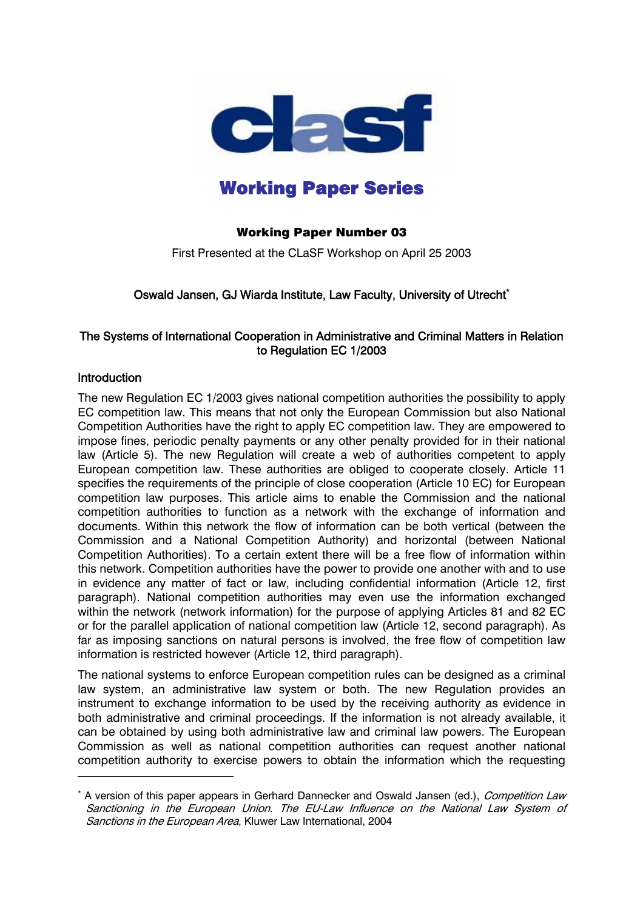clasf

# Working Paper Series

**Working Paper Number 03**

First Presented at the CLaSF Workshop on April 25 2003

Oswald Jansen, GJ Wiarda Institute, Law Faculty, University of Utrecht[*]

## The Systems of International Cooperation in Administrative and Criminal Matters in Relation to Regulation EC 1/2003

### Introduction

The new Regulation EC 1/2003 gives national competition authorities the possibility to apply EC competition law. This means that not only the European Commission but also National Competition Authorities have the right to apply EC competition law. They are empowered to impose fines, periodic penalty payments or any other penalty provided for in their national law (Article 5). The new Regulation will create a web of authorities competent to apply European competition law. These authorities are obliged to cooperate closely. Article 11 specifies the requirements of the principle of close cooperation (Article 10 EC) for European competition law purposes. This article aims to enable the Commission and the national competition authorities to function as a network with the exchange of information and documents. Within this network the flow of information can be both vertical (between the Commission and a National Competition Authority) and horizontal (between National Competition Authorities). To a certain extent there will be a free flow of information within this network. Competition authorities have the power to provide one another with and to use in evidence any matter of fact or law, including confidential information (Article 12, first paragraph). National competition authorities may even use the information exchanged within the network (network information) for the purpose of applying Articles 81 and 82 EC or for the parallel application of national competition law (Article 12, second paragraph). As far as imposing sanctions on natural persons is involved, the free flow of competition law information is restricted however (Article 12, third paragraph).

The national systems to enforce European competition rules can be designed as a criminal law system, an administrative law system or both. The new Regulation provides an instrument to exchange information to be used by the receiving authority as evidence in both administrative and criminal proceedings. If the information is not already available, it can be obtained by using both administrative law and criminal law powers. The European Commission as well as national competition authorities can request another national competition authority to exercise powers to obtain the information which the requesting

---

[*] A version of this paper appears in Gerhard Dannecker and Oswald Jansen (ed.), *Competition Law Sanctioning in the European Union. The EU-Law Influence on the National Law System of Sanctions in the European Area*, Kluwer Law International, 2004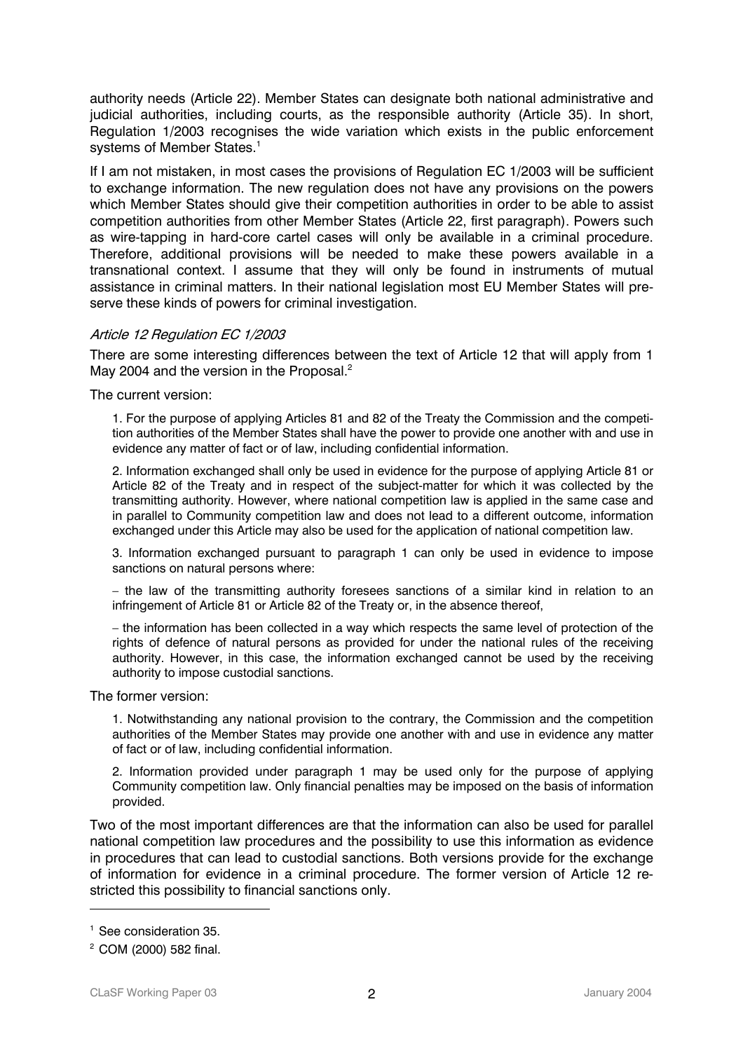authority needs (Article 22). Member States can designate both national administrative and judicial authorities, including courts, as the responsible authority (Article 35). In short, Regulation 1/2003 recognises the wide variation which exists in the public enforcement systems of Member States.[1]

If I am not mistaken, in most cases the provisions of Regulation EC 1/2003 will be sufficient to exchange information. The new regulation does not have any provisions on the powers which Member States should give their competition authorities in order to be able to assist competition authorities from other Member States (Article 22, first paragraph). Powers such as wire-tapping in hard-core cartel cases will only be available in a criminal procedure. Therefore, additional provisions will be needed to make these powers available in a transnational context. I assume that they will only be found in instruments of mutual assistance in criminal matters. In their national legislation most EU Member States will preserve these kinds of powers for criminal investigation.

### *Article 12 Regulation EC 1/2003*

There are some interesting differences between the text of Article 12 that will apply from 1 May 2004 and the version in the Proposal.[2]

The current version:

> 1. For the purpose of applying Articles 81 and 82 of the Treaty the Commission and the competition authorities of the Member States shall have the power to provide one another with and use in evidence any matter of fact or of law, including confidential information.
>
> 2. Information exchanged shall only be used in evidence for the purpose of applying Article 81 or Article 82 of the Treaty and in respect of the subject-matter for which it was collected by the transmitting authority. However, where national competition law is applied in the same case and in parallel to Community competition law and does not lead to a different outcome, information exchanged under this Article may also be used for the application of national competition law.
>
> 3. Information exchanged pursuant to paragraph 1 can only be used in evidence to impose sanctions on natural persons where:
>
> – the law of the transmitting authority foresees sanctions of a similar kind in relation to an infringement of Article 81 or Article 82 of the Treaty or, in the absence thereof,
>
> – the information has been collected in a way which respects the same level of protection of the rights of defence of natural persons as provided for under the national rules of the receiving authority. However, in this case, the information exchanged cannot be used by the receiving authority to impose custodial sanctions.

The former version:

> 1. Notwithstanding any national provision to the contrary, the Commission and the competition authorities of the Member States may provide one another with and use in evidence any matter of fact or of law, including confidential information.
>
> 2. Information provided under paragraph 1 may be used only for the purpose of applying Community competition law. Only financial penalties may be imposed on the basis of information provided.

Two of the most important differences are that the information can also be used for parallel national competition law procedures and the possibility to use this information as evidence in procedures that can lead to custodial sanctions. Both versions provide for the exchange of information for evidence in a criminal procedure. The former version of Article 12 restricted this possibility to financial sanctions only.

---

[1] See consideration 35.

[2] COM (2000) 582 final.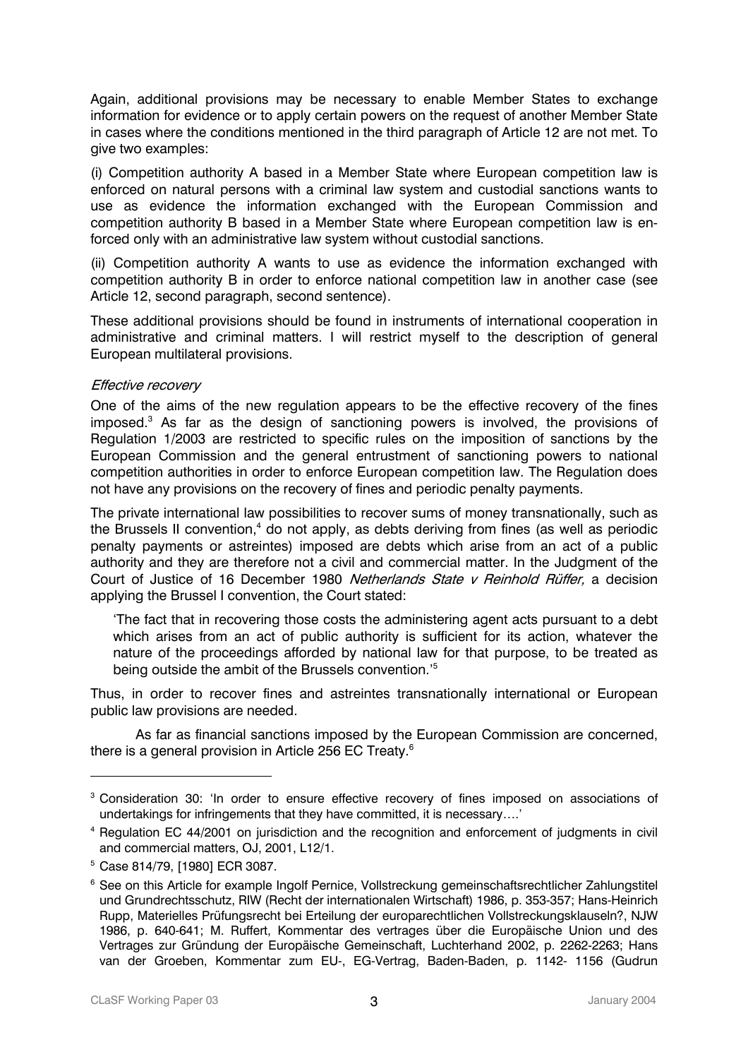Again, additional provisions may be necessary to enable Member States to exchange information for evidence or to apply certain powers on the request of another Member State in cases where the conditions mentioned in the third paragraph of Article 12 are not met. To give two examples:

(i) Competition authority A based in a Member State where European competition law is enforced on natural persons with a criminal law system and custodial sanctions wants to use as evidence the information exchanged with the European Commission and competition authority B based in a Member State where European competition law is enforced only with an administrative law system without custodial sanctions.

(ii) Competition authority A wants to use as evidence the information exchanged with competition authority B in order to enforce national competition law in another case (see Article 12, second paragraph, second sentence).

These additional provisions should be found in instruments of international cooperation in administrative and criminal matters. I will restrict myself to the description of general European multilateral provisions.

*Effective recovery*

One of the aims of the new regulation appears to be the effective recovery of the fines imposed.[3] As far as the design of sanctioning powers is involved, the provisions of Regulation 1/2003 are restricted to specific rules on the imposition of sanctions by the European Commission and the general entrustment of sanctioning powers to national competition authorities in order to enforce European competition law. The Regulation does not have any provisions on the recovery of fines and periodic penalty payments.

The private international law possibilities to recover sums of money transnationally, such as the Brussels II convention,[4] do not apply, as debts deriving from fines (as well as periodic penalty payments or astreintes) imposed are debts which arise from an act of a public authority and they are therefore not a civil and commercial matter. In the Judgment of the Court of Justice of 16 December 1980 *Netherlands State v Reinhold Rüffer,* a decision applying the Brussel I convention, the Court stated:

> 'The fact that in recovering those costs the administering agent acts pursuant to a debt which arises from an act of public authority is sufficient for its action, whatever the nature of the proceedings afforded by national law for that purpose, to be treated as being outside the ambit of the Brussels convention.'[5]

Thus, in order to recover fines and astreintes transnationally international or European public law provisions are needed.

As far as financial sanctions imposed by the European Commission are concerned, there is a general provision in Article 256 EC Treaty.[6]

---

[3] Consideration 30: 'In order to ensure effective recovery of fines imposed on associations of undertakings for infringements that they have committed, it is necessary….'

[4] Regulation EC 44/2001 on jurisdiction and the recognition and enforcement of judgments in civil and commercial matters, OJ, 2001, L12/1.

[5] Case 814/79, [1980] ECR 3087.

[6] See on this Article for example Ingolf Pernice, Vollstreckung gemeinschaftsrechtlicher Zahlungstitel und Grundrechtsschutz, RIW (Recht der internationalen Wirtschaft) 1986, p. 353-357; Hans-Heinrich Rupp, Materielles Prüfungsrecht bei Erteilung der europarechtlichen Vollstreckungsklauseln?, NJW 1986, p. 640-641; M. Ruffert, Kommentar des vertrages über die Europäische Union und des Vertrages zur Gründung der Europäische Gemeinschaft, Luchterhand 2002, p. 2262-2263; Hans van der Groeben, Kommentar zum EU-, EG-Vertrag, Baden-Baden, p. 1142- 1156 (Gudrun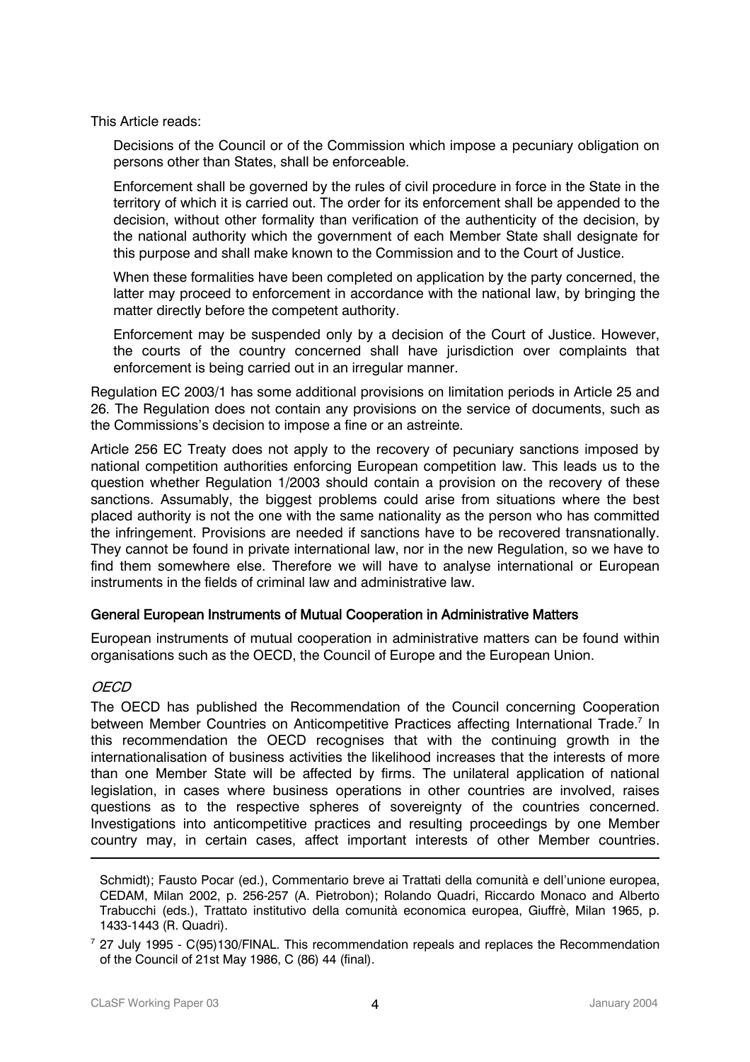This Article reads:

> Decisions of the Council or of the Commission which impose a pecuniary obligation on persons other than States, shall be enforceable.
>
> Enforcement shall be governed by the rules of civil procedure in force in the State in the territory of which it is carried out. The order for its enforcement shall be appended to the decision, without other formality than verification of the authenticity of the decision, by the national authority which the government of each Member State shall designate for this purpose and shall make known to the Commission and to the Court of Justice.
>
> When these formalities have been completed on application by the party concerned, the latter may proceed to enforcement in accordance with the national law, by bringing the matter directly before the competent authority.
>
> Enforcement may be suspended only by a decision of the Court of Justice. However, the courts of the country concerned shall have jurisdiction over complaints that enforcement is being carried out in an irregular manner.

Regulation EC 2003/1 has some additional provisions on limitation periods in Article 25 and 26. The Regulation does not contain any provisions on the service of documents, such as the Commissions's decision to impose a fine or an astreinte.

Article 256 EC Treaty does not apply to the recovery of pecuniary sanctions imposed by national competition authorities enforcing European competition law. This leads us to the question whether Regulation 1/2003 should contain a provision on the recovery of these sanctions. Assumably, the biggest problems could arise from situations where the best placed authority is not the one with the same nationality as the person who has committed the infringement. Provisions are needed if sanctions have to be recovered transnationally. They cannot be found in private international law, nor in the new Regulation, so we have to find them somewhere else. Therefore we will have to analyse international or European instruments in the fields of criminal law and administrative law.

## General European Instruments of Mutual Cooperation in Administrative Matters

European instruments of mutual cooperation in administrative matters can be found within organisations such as the OECD, the Council of Europe and the European Union.

### *OECD*

The OECD has published the Recommendation of the Council concerning Cooperation between Member Countries on Anticompetitive Practices affecting International Trade.[7] In this recommendation the OECD recognises that with the continuing growth in the internationalisation of business activities the likelihood increases that the interests of more than one Member State will be affected by firms. The unilateral application of national legislation, in cases where business operations in other countries are involved, raises questions as to the respective spheres of sovereignty of the countries concerned. Investigations into anticompetitive practices and resulting proceedings by one Member country may, in certain cases, affect important interests of other Member countries.

---

Schmidt); Fausto Pocar (ed.), Commentario breve ai Trattati della comunità e dell'unione europea, CEDAM, Milan 2002, p. 256-257 (A. Pietrobon); Rolando Quadri, Riccardo Monaco and Alberto Trabucchi (eds.), Trattato institutivo della comunità economica europea, Giuffrè, Milan 1965, p. 1433-1443 (R. Quadri).

[7] 27 July 1995 - C(95)130/FINAL. This recommendation repeals and replaces the Recommendation of the Council of 21st May 1986, C (86) 44 (final).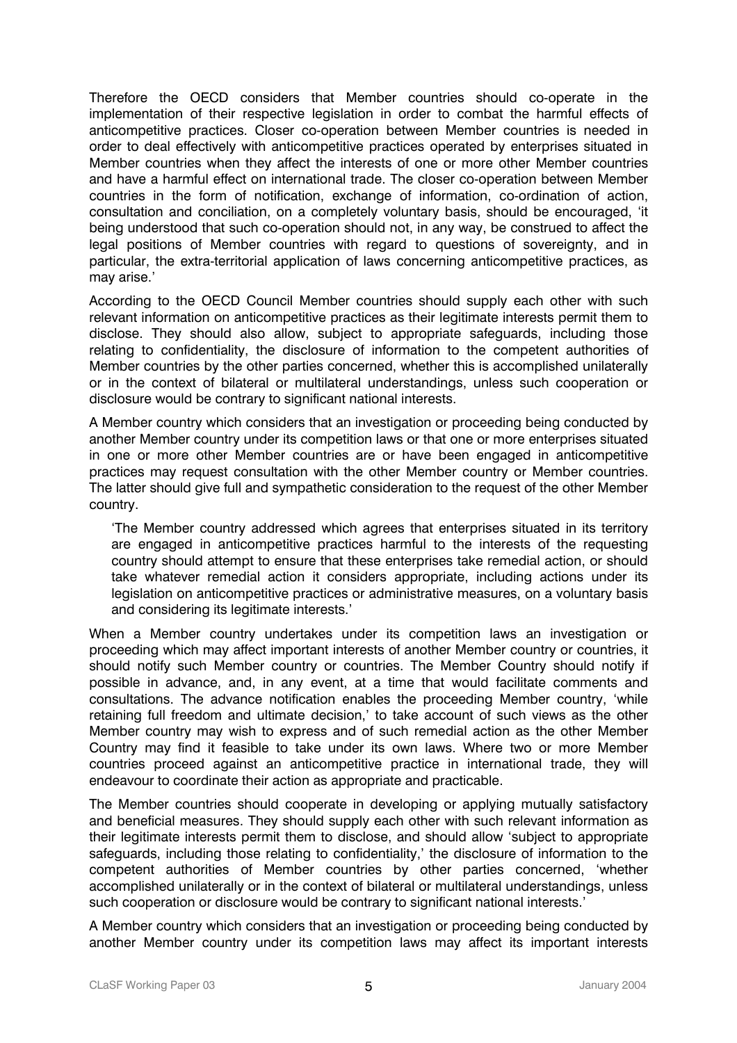Therefore the OECD considers that Member countries should co-operate in the implementation of their respective legislation in order to combat the harmful effects of anticompetitive practices. Closer co-operation between Member countries is needed in order to deal effectively with anticompetitive practices operated by enterprises situated in Member countries when they affect the interests of one or more other Member countries and have a harmful effect on international trade. The closer co-operation between Member countries in the form of notification, exchange of information, co-ordination of action, consultation and conciliation, on a completely voluntary basis, should be encouraged, 'it being understood that such co-operation should not, in any way, be construed to affect the legal positions of Member countries with regard to questions of sovereignty, and in particular, the extra-territorial application of laws concerning anticompetitive practices, as may arise.'

According to the OECD Council Member countries should supply each other with such relevant information on anticompetitive practices as their legitimate interests permit them to disclose. They should also allow, subject to appropriate safeguards, including those relating to confidentiality, the disclosure of information to the competent authorities of Member countries by the other parties concerned, whether this is accomplished unilaterally or in the context of bilateral or multilateral understandings, unless such cooperation or disclosure would be contrary to significant national interests.

A Member country which considers that an investigation or proceeding being conducted by another Member country under its competition laws or that one or more enterprises situated in one or more other Member countries are or have been engaged in anticompetitive practices may request consultation with the other Member country or Member countries. The latter should give full and sympathetic consideration to the request of the other Member country.

> 'The Member country addressed which agrees that enterprises situated in its territory are engaged in anticompetitive practices harmful to the interests of the requesting country should attempt to ensure that these enterprises take remedial action, or should take whatever remedial action it considers appropriate, including actions under its legislation on anticompetitive practices or administrative measures, on a voluntary basis and considering its legitimate interests.'

When a Member country undertakes under its competition laws an investigation or proceeding which may affect important interests of another Member country or countries, it should notify such Member country or countries. The Member Country should notify if possible in advance, and, in any event, at a time that would facilitate comments and consultations. The advance notification enables the proceeding Member country, 'while retaining full freedom and ultimate decision,' to take account of such views as the other Member country may wish to express and of such remedial action as the other Member Country may find it feasible to take under its own laws. Where two or more Member countries proceed against an anticompetitive practice in international trade, they will endeavour to coordinate their action as appropriate and practicable.

The Member countries should cooperate in developing or applying mutually satisfactory and beneficial measures. They should supply each other with such relevant information as their legitimate interests permit them to disclose, and should allow 'subject to appropriate safeguards, including those relating to confidentiality,' the disclosure of information to the competent authorities of Member countries by other parties concerned, 'whether accomplished unilaterally or in the context of bilateral or multilateral understandings, unless such cooperation or disclosure would be contrary to significant national interests.'

A Member country which considers that an investigation or proceeding being conducted by another Member country under its competition laws may affect its important interests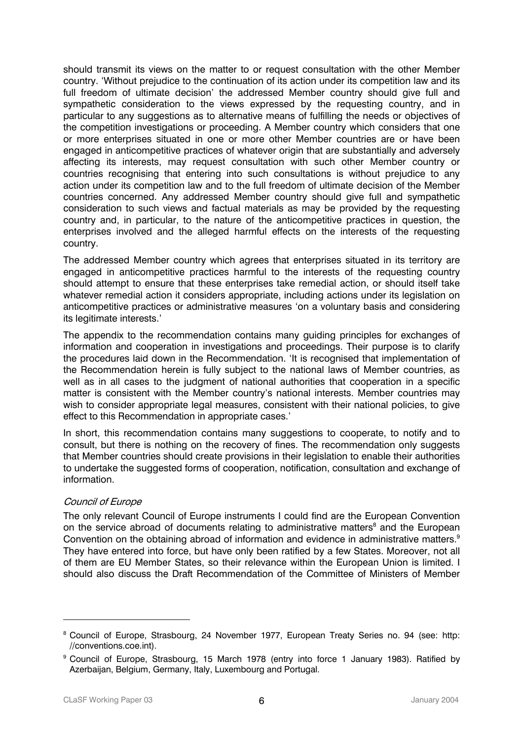should transmit its views on the matter to or request consultation with the other Member country. 'Without prejudice to the continuation of its action under its competition law and its full freedom of ultimate decision' the addressed Member country should give full and sympathetic consideration to the views expressed by the requesting country, and in particular to any suggestions as to alternative means of fulfilling the needs or objectives of the competition investigations or proceeding. A Member country which considers that one or more enterprises situated in one or more other Member countries are or have been engaged in anticompetitive practices of whatever origin that are substantially and adversely affecting its interests, may request consultation with such other Member country or countries recognising that entering into such consultations is without prejudice to any action under its competition law and to the full freedom of ultimate decision of the Member countries concerned. Any addressed Member country should give full and sympathetic consideration to such views and factual materials as may be provided by the requesting country and, in particular, to the nature of the anticompetitive practices in question, the enterprises involved and the alleged harmful effects on the interests of the requesting country.

The addressed Member country which agrees that enterprises situated in its territory are engaged in anticompetitive practices harmful to the interests of the requesting country should attempt to ensure that these enterprises take remedial action, or should itself take whatever remedial action it considers appropriate, including actions under its legislation on anticompetitive practices or administrative measures 'on a voluntary basis and considering its legitimate interests.'

The appendix to the recommendation contains many guiding principles for exchanges of information and cooperation in investigations and proceedings. Their purpose is to clarify the procedures laid down in the Recommendation. 'It is recognised that implementation of the Recommendation herein is fully subject to the national laws of Member countries, as well as in all cases to the judgment of national authorities that cooperation in a specific matter is consistent with the Member country's national interests. Member countries may wish to consider appropriate legal measures, consistent with their national policies, to give effect to this Recommendation in appropriate cases.'

In short, this recommendation contains many suggestions to cooperate, to notify and to consult, but there is nothing on the recovery of fines. The recommendation only suggests that Member countries should create provisions in their legislation to enable their authorities to undertake the suggested forms of cooperation, notification, consultation and exchange of information.

*Council of Europe*

The only relevant Council of Europe instruments I could find are the European Convention on the service abroad of documents relating to administrative matters[8] and the European Convention on the obtaining abroad of information and evidence in administrative matters.[9] They have entered into force, but have only been ratified by a few States. Moreover, not all of them are EU Member States, so their relevance within the European Union is limited. I should also discuss the Draft Recommendation of the Committee of Ministers of Member

[8] Council of Europe, Strasbourg, 24 November 1977, European Treaty Series no. 94 (see: http: //conventions.coe.int).

[9] Council of Europe, Strasbourg, 15 March 1978 (entry into force 1 January 1983). Ratified by Azerbaijan, Belgium, Germany, Italy, Luxembourg and Portugal.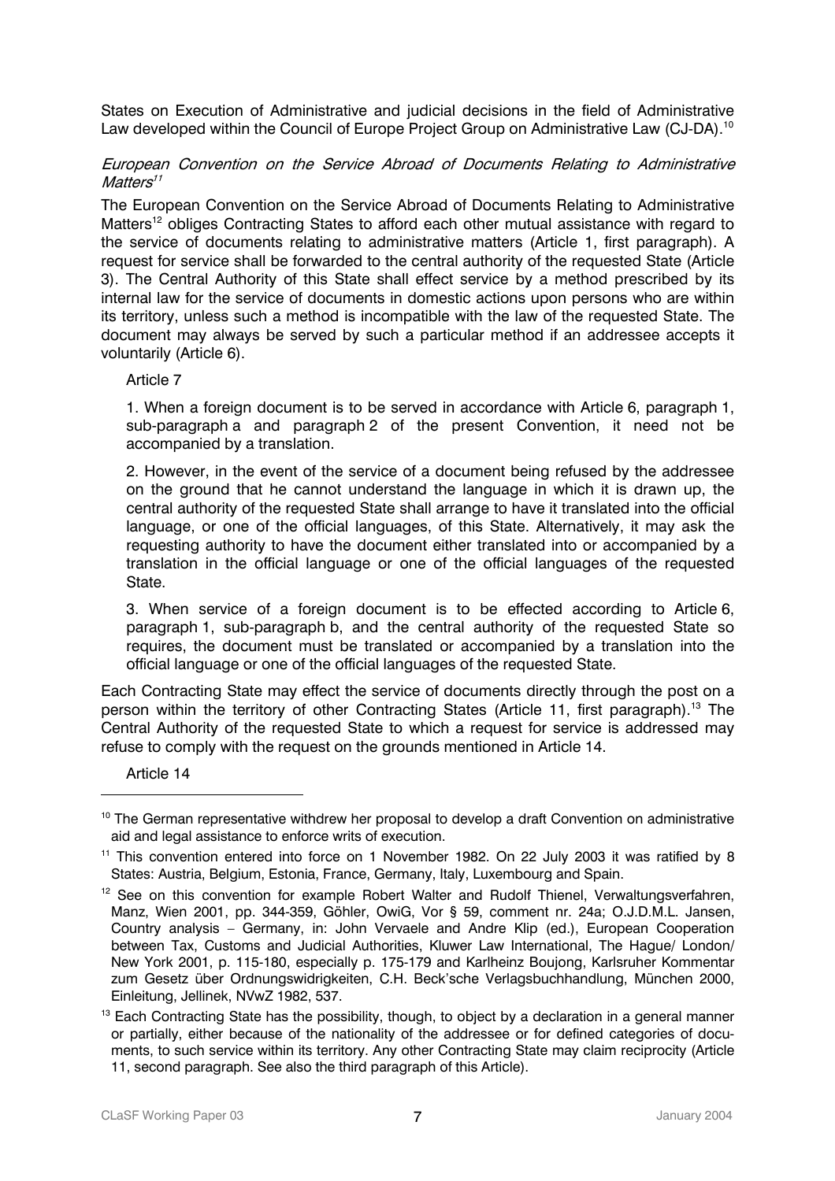States on Execution of Administrative and judicial decisions in the field of Administrative Law developed within the Council of Europe Project Group on Administrative Law (CJ-DA).[10]

*European Convention on the Service Abroad of Documents Relating to Administrative Matters*[11]

The European Convention on the Service Abroad of Documents Relating to Administrative Matters[12] obliges Contracting States to afford each other mutual assistance with regard to the service of documents relating to administrative matters (Article 1, first paragraph). A request for service shall be forwarded to the central authority of the requested State (Article 3). The Central Authority of this State shall effect service by a method prescribed by its internal law for the service of documents in domestic actions upon persons who are within its territory, unless such a method is incompatible with the law of the requested State. The document may always be served by such a particular method if an addressee accepts it voluntarily (Article 6).

> Article 7
>
> 1. When a foreign document is to be served in accordance with Article 6, paragraph 1, sub-paragraph a and paragraph 2 of the present Convention, it need not be accompanied by a translation.
>
> 2. However, in the event of the service of a document being refused by the addressee on the ground that he cannot understand the language in which it is drawn up, the central authority of the requested State shall arrange to have it translated into the official language, or one of the official languages, of this State. Alternatively, it may ask the requesting authority to have the document either translated into or accompanied by a translation in the official language or one of the official languages of the requested State.
>
> 3. When service of a foreign document is to be effected according to Article 6, paragraph 1, sub-paragraph b, and the central authority of the requested State so requires, the document must be translated or accompanied by a translation into the official language or one of the official languages of the requested State.

Each Contracting State may effect the service of documents directly through the post on a person within the territory of other Contracting States (Article 11, first paragraph).[13] The Central Authority of the requested State to which a request for service is addressed may refuse to comply with the request on the grounds mentioned in Article 14.

> Article 14

---

[10] The German representative withdrew her proposal to develop a draft Convention on administrative aid and legal assistance to enforce writs of execution.

[11] This convention entered into force on 1 November 1982. On 22 July 2003 it was ratified by 8 States: Austria, Belgium, Estonia, France, Germany, Italy, Luxembourg and Spain.

[12] See on this convention for example Robert Walter and Rudolf Thienel, Verwaltungsverfahren, Manz, Wien 2001, pp. 344-359, Göhler, OwiG, Vor § 59, comment nr. 24a; O.J.D.M.L. Jansen, Country analysis – Germany, in: John Vervaele and Andre Klip (ed.), European Cooperation between Tax, Customs and Judicial Authorities, Kluwer Law International, The Hague/ London/ New York 2001, p. 115-180, especially p. 175-179 and Karlheinz Boujong, Karlsruher Kommentar zum Gesetz über Ordnungswidrigkeiten, C.H. Beck'sche Verlagsbuchhandlung, München 2000, Einleitung, Jellinek, NVwZ 1982, 537.

[13] Each Contracting State has the possibility, though, to object by a declaration in a general manner or partially, either because of the nationality of the addressee or for defined categories of documents, to such service within its territory. Any other Contracting State may claim reciprocity (Article 11, second paragraph. See also the third paragraph of this Article).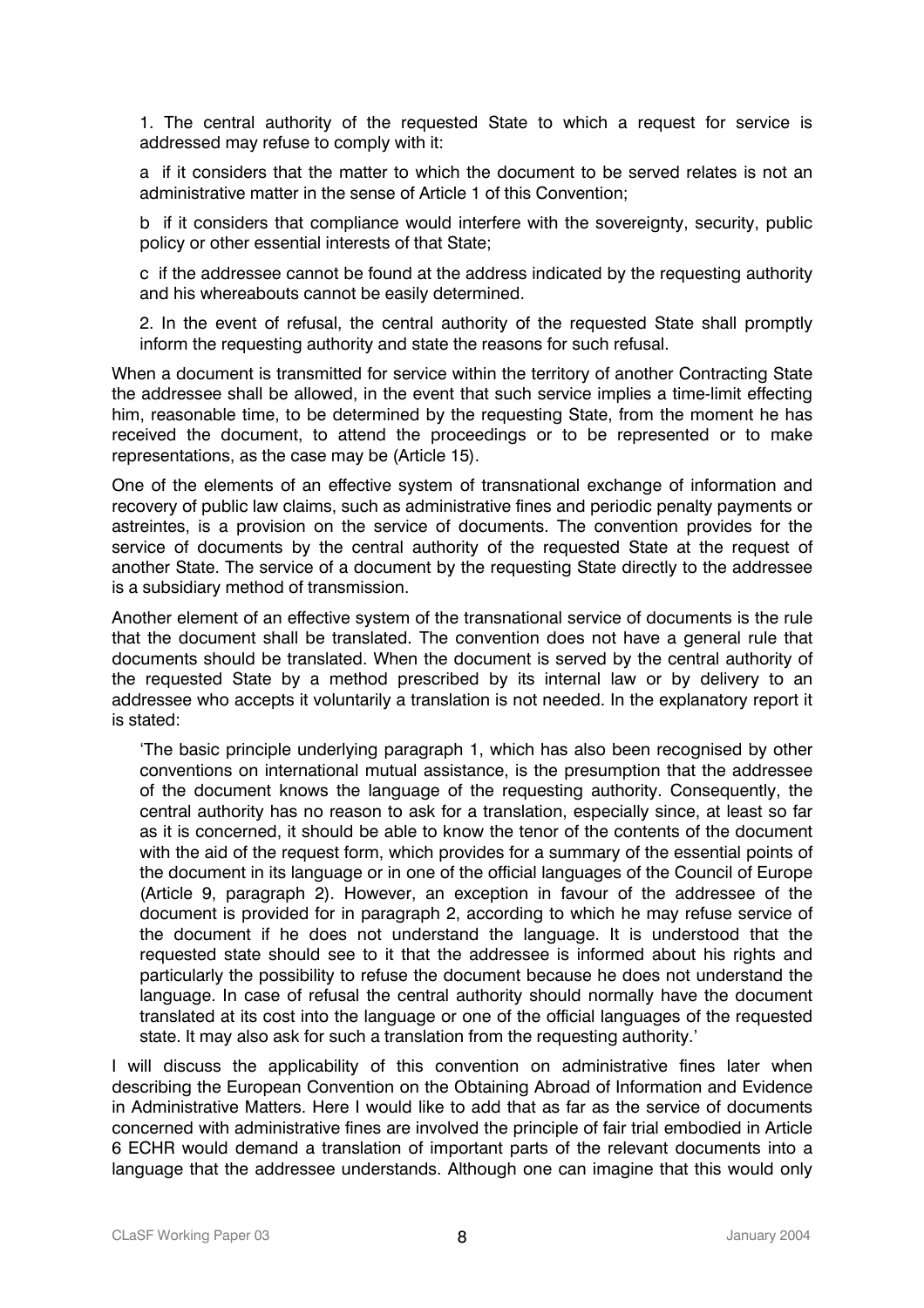> 1. The central authority of the requested State to which a request for service is addressed may refuse to comply with it:
>
> a if it considers that the matter to which the document to be served relates is not an administrative matter in the sense of Article 1 of this Convention;
>
> b if it considers that compliance would interfere with the sovereignty, security, public policy or other essential interests of that State;
>
> c if the addressee cannot be found at the address indicated by the requesting authority and his whereabouts cannot be easily determined.
>
> 2. In the event of refusal, the central authority of the requested State shall promptly inform the requesting authority and state the reasons for such refusal.

When a document is transmitted for service within the territory of another Contracting State the addressee shall be allowed, in the event that such service implies a time-limit effecting him, reasonable time, to be determined by the requesting State, from the moment he has received the document, to attend the proceedings or to be represented or to make representations, as the case may be (Article 15).

One of the elements of an effective system of transnational exchange of information and recovery of public law claims, such as administrative fines and periodic penalty payments or astreintes, is a provision on the service of documents. The convention provides for the service of documents by the central authority of the requested State at the request of another State. The service of a document by the requesting State directly to the addressee is a subsidiary method of transmission.

Another element of an effective system of the transnational service of documents is the rule that the document shall be translated. The convention does not have a general rule that documents should be translated. When the document is served by the central authority of the requested State by a method prescribed by its internal law or by delivery to an addressee who accepts it voluntarily a translation is not needed. In the explanatory report it is stated:

> 'The basic principle underlying paragraph 1, which has also been recognised by other conventions on international mutual assistance, is the presumption that the addressee of the document knows the language of the requesting authority. Consequently, the central authority has no reason to ask for a translation, especially since, at least so far as it is concerned, it should be able to know the tenor of the contents of the document with the aid of the request form, which provides for a summary of the essential points of the document in its language or in one of the official languages of the Council of Europe (Article 9, paragraph 2). However, an exception in favour of the addressee of the document is provided for in paragraph 2, according to which he may refuse service of the document if he does not understand the language. It is understood that the requested state should see to it that the addressee is informed about his rights and particularly the possibility to refuse the document because he does not understand the language. In case of refusal the central authority should normally have the document translated at its cost into the language or one of the official languages of the requested state. It may also ask for such a translation from the requesting authority.'

I will discuss the applicability of this convention on administrative fines later when describing the European Convention on the Obtaining Abroad of Information and Evidence in Administrative Matters. Here I would like to add that as far as the service of documents concerned with administrative fines are involved the principle of fair trial embodied in Article 6 ECHR would demand a translation of important parts of the relevant documents into a language that the addressee understands. Although one can imagine that this would only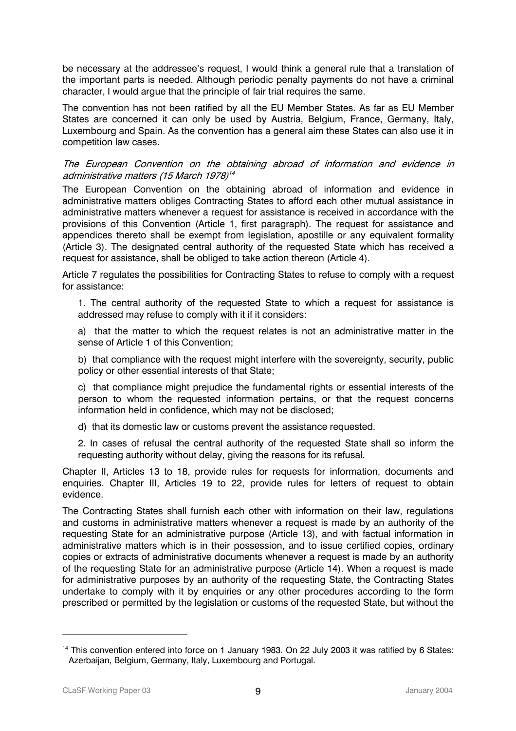be necessary at the addressee's request, I would think a general rule that a translation of the important parts is needed. Although periodic penalty payments do not have a criminal character, I would argue that the principle of fair trial requires the same.

The convention has not been ratified by all the EU Member States. As far as EU Member States are concerned it can only be used by Austria, Belgium, France, Germany, Italy, Luxembourg and Spain. As the convention has a general aim these States can also use it in competition law cases.

*The European Convention on the obtaining abroad of information and evidence in administrative matters (15 March 1978)*[14]

The European Convention on the obtaining abroad of information and evidence in administrative matters obliges Contracting States to afford each other mutual assistance in administrative matters whenever a request for assistance is received in accordance with the provisions of this Convention (Article 1, first paragraph). The request for assistance and appendices thereto shall be exempt from legislation, apostille or any equivalent formality (Article 3). The designated central authority of the requested State which has received a request for assistance, shall be obliged to take action thereon (Article 4).

Article 7 regulates the possibilities for Contracting States to refuse to comply with a request for assistance:

> 1. The central authority of the requested State to which a request for assistance is addressed may refuse to comply with it if it considers:
>
> a) that the matter to which the request relates is not an administrative matter in the sense of Article 1 of this Convention;
>
> b) that compliance with the request might interfere with the sovereignty, security, public policy or other essential interests of that State;
>
> c) that compliance might prejudice the fundamental rights or essential interests of the person to whom the requested information pertains, or that the request concerns information held in confidence, which may not be disclosed;
>
> d) that its domestic law or customs prevent the assistance requested.
>
> 2. In cases of refusal the central authority of the requested State shall so inform the requesting authority without delay, giving the reasons for its refusal.

Chapter II, Articles 13 to 18, provide rules for requests for information, documents and enquiries. Chapter III, Articles 19 to 22, provide rules for letters of request to obtain evidence.

The Contracting States shall furnish each other with information on their law, regulations and customs in administrative matters whenever a request is made by an authority of the requesting State for an administrative purpose (Article 13), and with factual information in administrative matters which is in their possession, and to issue certified copies, ordinary copies or extracts of administrative documents whenever a request is made by an authority of the requesting State for an administrative purpose (Article 14). When a request is made for administrative purposes by an authority of the requesting State, the Contracting States undertake to comply with it by enquiries or any other procedures according to the form prescribed or permitted by the legislation or customs of the requested State, but without the

---

[14] This convention entered into force on 1 January 1983. On 22 July 2003 it was ratified by 6 States: Azerbaijan, Belgium, Germany, Italy, Luxembourg and Portugal.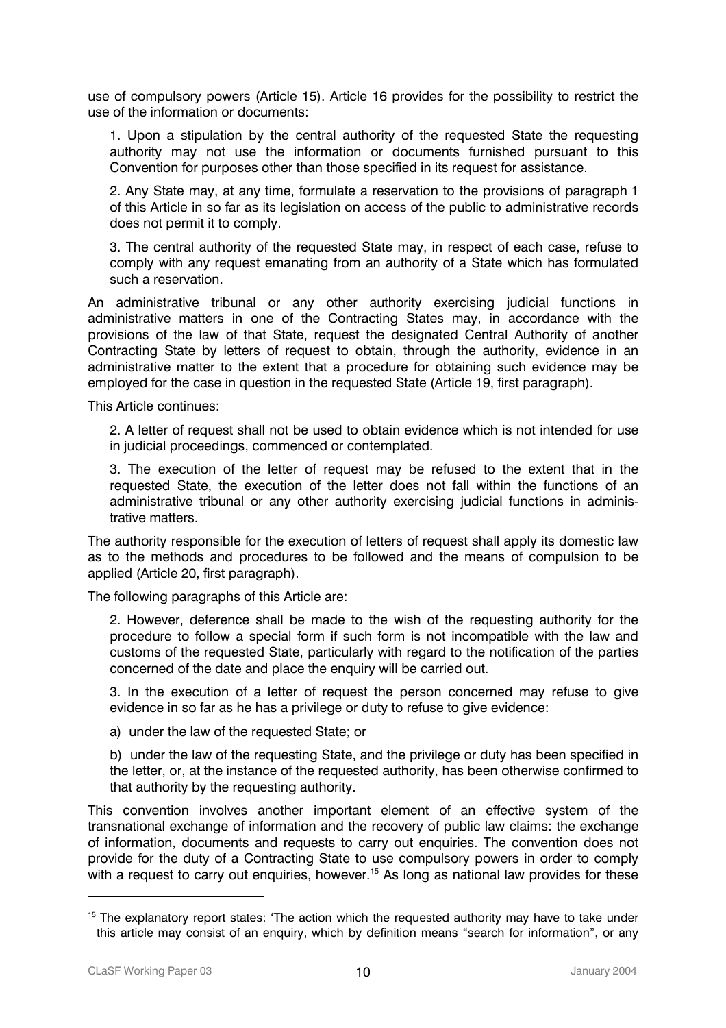use of compulsory powers (Article 15). Article 16 provides for the possibility to restrict the use of the information or documents:

> 1. Upon a stipulation by the central authority of the requested State the requesting authority may not use the information or documents furnished pursuant to this Convention for purposes other than those specified in its request for assistance.
>
> 2. Any State may, at any time, formulate a reservation to the provisions of paragraph 1 of this Article in so far as its legislation on access of the public to administrative records does not permit it to comply.
>
> 3. The central authority of the requested State may, in respect of each case, refuse to comply with any request emanating from an authority of a State which has formulated such a reservation.

An administrative tribunal or any other authority exercising judicial functions in administrative matters in one of the Contracting States may, in accordance with the provisions of the law of that State, request the designated Central Authority of another Contracting State by letters of request to obtain, through the authority, evidence in an administrative matter to the extent that a procedure for obtaining such evidence may be employed for the case in question in the requested State (Article 19, first paragraph).

This Article continues:

> 2. A letter of request shall not be used to obtain evidence which is not intended for use in judicial proceedings, commenced or contemplated.
>
> 3. The execution of the letter of request may be refused to the extent that in the requested State, the execution of the letter does not fall within the functions of an administrative tribunal or any other authority exercising judicial functions in administrative matters.

The authority responsible for the execution of letters of request shall apply its domestic law as to the methods and procedures to be followed and the means of compulsion to be applied (Article 20, first paragraph).

The following paragraphs of this Article are:

> 2. However, deference shall be made to the wish of the requesting authority for the procedure to follow a special form if such form is not incompatible with the law and customs of the requested State, particularly with regard to the notification of the parties concerned of the date and place the enquiry will be carried out.
>
> 3. In the execution of a letter of request the person concerned may refuse to give evidence in so far as he has a privilege or duty to refuse to give evidence:
>
> a) under the law of the requested State; or
>
> b) under the law of the requesting State, and the privilege or duty has been specified in the letter, or, at the instance of the requested authority, has been otherwise confirmed to that authority by the requesting authority.

This convention involves another important element of an effective system of the transnational exchange of information and the recovery of public law claims: the exchange of information, documents and requests to carry out enquiries. The convention does not provide for the duty of a Contracting State to use compulsory powers in order to comply with a request to carry out enquiries, however.[15] As long as national law provides for these

---

[15] The explanatory report states: 'The action which the requested authority may have to take under this article may consist of an enquiry, which by definition means "search for information", or any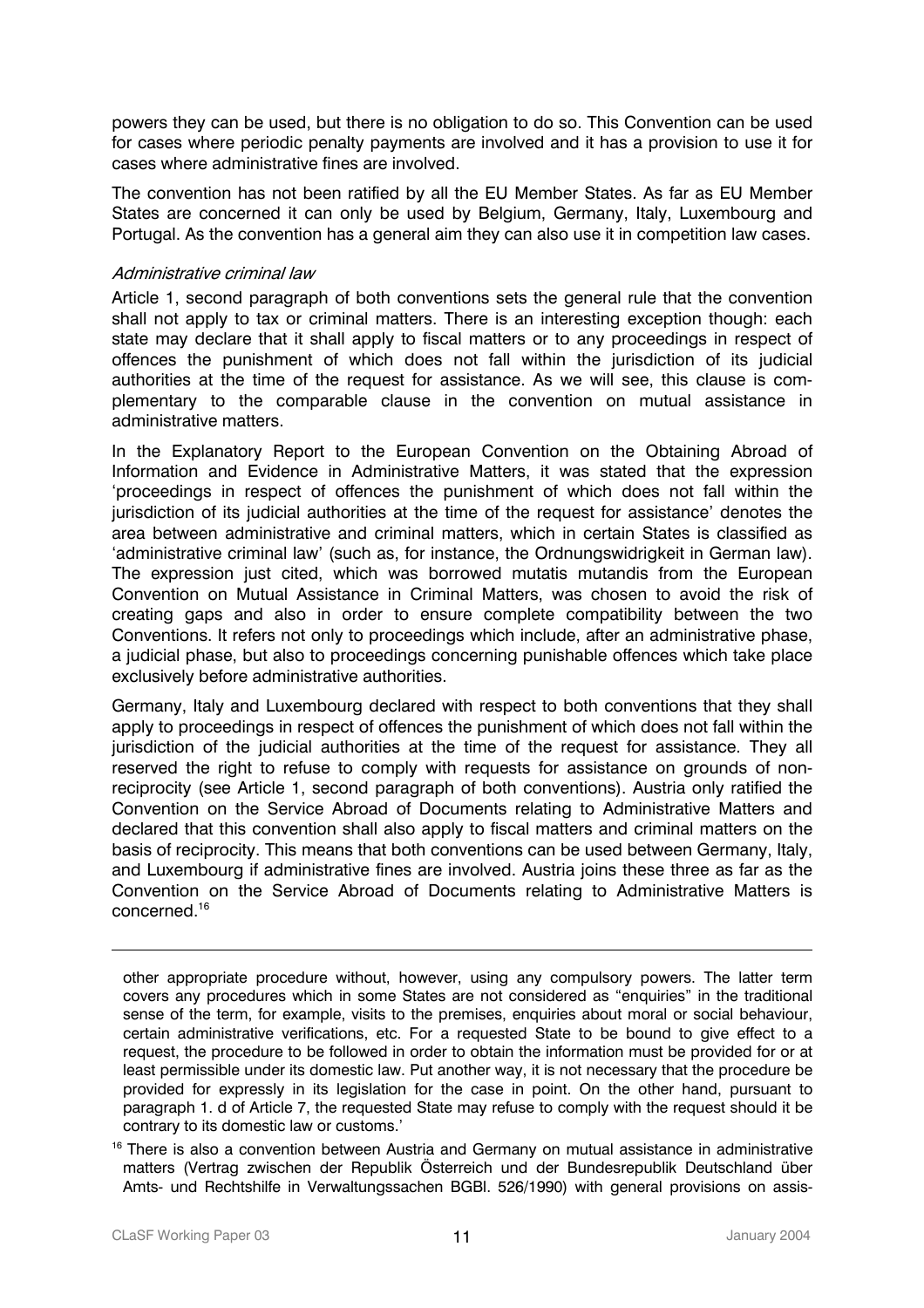powers they can be used, but there is no obligation to do so. This Convention can be used for cases where periodic penalty payments are involved and it has a provision to use it for cases where administrative fines are involved.

The convention has not been ratified by all the EU Member States. As far as EU Member States are concerned it can only be used by Belgium, Germany, Italy, Luxembourg and Portugal. As the convention has a general aim they can also use it in competition law cases.

*Administrative criminal law*

Article 1, second paragraph of both conventions sets the general rule that the convention shall not apply to tax or criminal matters. There is an interesting exception though: each state may declare that it shall apply to fiscal matters or to any proceedings in respect of offences the punishment of which does not fall within the jurisdiction of its judicial authorities at the time of the request for assistance. As we will see, this clause is complementary to the comparable clause in the convention on mutual assistance in administrative matters.

In the Explanatory Report to the European Convention on the Obtaining Abroad of Information and Evidence in Administrative Matters, it was stated that the expression 'proceedings in respect of offences the punishment of which does not fall within the jurisdiction of its judicial authorities at the time of the request for assistance' denotes the area between administrative and criminal matters, which in certain States is classified as 'administrative criminal law' (such as, for instance, the Ordnungswidrigkeit in German law). The expression just cited, which was borrowed mutatis mutandis from the European Convention on Mutual Assistance in Criminal Matters, was chosen to avoid the risk of creating gaps and also in order to ensure complete compatibility between the two Conventions. It refers not only to proceedings which include, after an administrative phase, a judicial phase, but also to proceedings concerning punishable offences which take place exclusively before administrative authorities.

Germany, Italy and Luxembourg declared with respect to both conventions that they shall apply to proceedings in respect of offences the punishment of which does not fall within the jurisdiction of the judicial authorities at the time of the request for assistance. They all reserved the right to refuse to comply with requests for assistance on grounds of non-reciprocity (see Article 1, second paragraph of both conventions). Austria only ratified the Convention on the Service Abroad of Documents relating to Administrative Matters and declared that this convention shall also apply to fiscal matters and criminal matters on the basis of reciprocity. This means that both conventions can be used between Germany, Italy, and Luxembourg if administrative fines are involved. Austria joins these three as far as the Convention on the Service Abroad of Documents relating to Administrative Matters is concerned.[16]

---

other appropriate procedure without, however, using any compulsory powers. The latter term covers any procedures which in some States are not considered as "enquiries" in the traditional sense of the term, for example, visits to the premises, enquiries about moral or social behaviour, certain administrative verifications, etc. For a requested State to be bound to give effect to a request, the procedure to be followed in order to obtain the information must be provided for or at least permissible under its domestic law. Put another way, it is not necessary that the procedure be provided for expressly in its legislation for the case in point. On the other hand, pursuant to paragraph 1. d of Article 7, the requested State may refuse to comply with the request should it be contrary to its domestic law or customs.'

[16] There is also a convention between Austria and Germany on mutual assistance in administrative matters (Vertrag zwischen der Republik Österreich und der Bundesrepublik Deutschland über Amts- und Rechtshilfe in Verwaltungssachen BGBl. 526/1990) with general provisions on assis-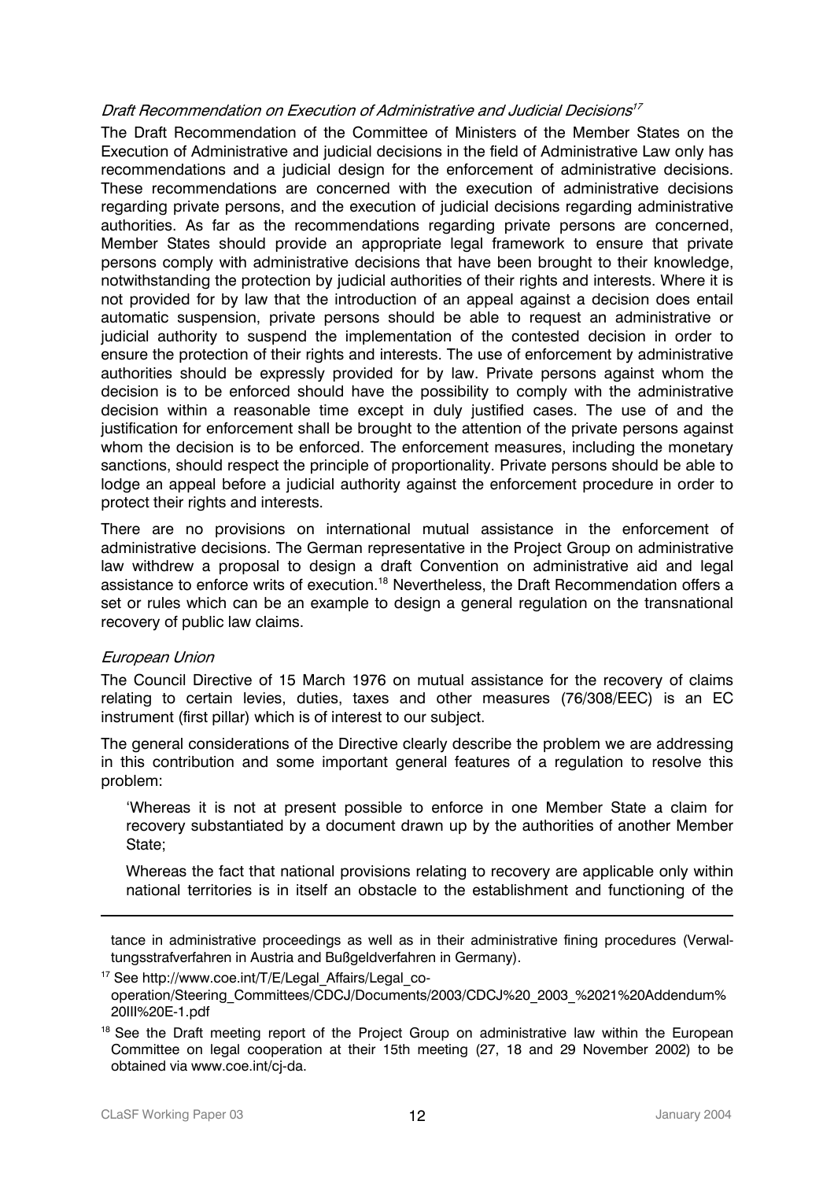*Draft Recommendation on Execution of Administrative and Judicial Decisions*[17]

The Draft Recommendation of the Committee of Ministers of the Member States on the Execution of Administrative and judicial decisions in the field of Administrative Law only has recommendations and a judicial design for the enforcement of administrative decisions. These recommendations are concerned with the execution of administrative decisions regarding private persons, and the execution of judicial decisions regarding administrative authorities. As far as the recommendations regarding private persons are concerned, Member States should provide an appropriate legal framework to ensure that private persons comply with administrative decisions that have been brought to their knowledge, notwithstanding the protection by judicial authorities of their rights and interests. Where it is not provided for by law that the introduction of an appeal against a decision does entail automatic suspension, private persons should be able to request an administrative or judicial authority to suspend the implementation of the contested decision in order to ensure the protection of their rights and interests. The use of enforcement by administrative authorities should be expressly provided for by law. Private persons against whom the decision is to be enforced should have the possibility to comply with the administrative decision within a reasonable time except in duly justified cases. The use of and the justification for enforcement shall be brought to the attention of the private persons against whom the decision is to be enforced. The enforcement measures, including the monetary sanctions, should respect the principle of proportionality. Private persons should be able to lodge an appeal before a judicial authority against the enforcement procedure in order to protect their rights and interests.

There are no provisions on international mutual assistance in the enforcement of administrative decisions. The German representative in the Project Group on administrative law withdrew a proposal to design a draft Convention on administrative aid and legal assistance to enforce writs of execution.[18] Nevertheless, the Draft Recommendation offers a set or rules which can be an example to design a general regulation on the transnational recovery of public law claims.

*European Union*

The Council Directive of 15 March 1976 on mutual assistance for the recovery of claims relating to certain levies, duties, taxes and other measures (76/308/EEC) is an EC instrument (first pillar) which is of interest to our subject.

The general considerations of the Directive clearly describe the problem we are addressing in this contribution and some important general features of a regulation to resolve this problem:

> 'Whereas it is not at present possible to enforce in one Member State a claim for recovery substantiated by a document drawn up by the authorities of another Member State;
>
> Whereas the fact that national provisions relating to recovery are applicable only within national territories is in itself an obstacle to the establishment and functioning of the

---

tance in administrative proceedings as well as in their administrative fining procedures (Verwaltungsstrafverfahren in Austria and Bußgeldverfahren in Germany).

[17] See http://www.coe.int/T/E/Legal_Affairs/Legal_co-operation/Steering_Committees/CDCJ/Documents/2003/CDCJ%20_2003_%2021%20Addendum%20III%20E-1.pdf

[18] See the Draft meeting report of the Project Group on administrative law within the European Committee on legal cooperation at their 15th meeting (27, 18 and 29 November 2002) to be obtained via www.coe.int/cj-da.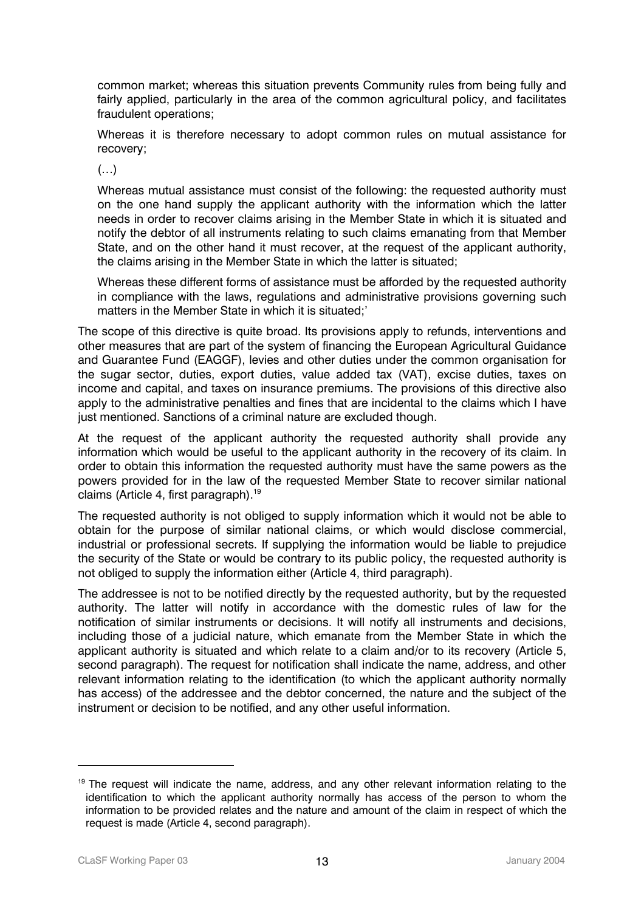> common market; whereas this situation prevents Community rules from being fully and fairly applied, particularly in the area of the common agricultural policy, and facilitates fraudulent operations;
>
> Whereas it is therefore necessary to adopt common rules on mutual assistance for recovery;
>
> (…)
>
> Whereas mutual assistance must consist of the following: the requested authority must on the one hand supply the applicant authority with the information which the latter needs in order to recover claims arising in the Member State in which it is situated and notify the debtor of all instruments relating to such claims emanating from that Member State, and on the other hand it must recover, at the request of the applicant authority, the claims arising in the Member State in which the latter is situated;
>
> Whereas these different forms of assistance must be afforded by the requested authority in compliance with the laws, regulations and administrative provisions governing such matters in the Member State in which it is situated;'

The scope of this directive is quite broad. Its provisions apply to refunds, interventions and other measures that are part of the system of financing the European Agricultural Guidance and Guarantee Fund (EAGGF), levies and other duties under the common organisation for the sugar sector, duties, export duties, value added tax (VAT), excise duties, taxes on income and capital, and taxes on insurance premiums. The provisions of this directive also apply to the administrative penalties and fines that are incidental to the claims which I have just mentioned. Sanctions of a criminal nature are excluded though.

At the request of the applicant authority the requested authority shall provide any information which would be useful to the applicant authority in the recovery of its claim. In order to obtain this information the requested authority must have the same powers as the powers provided for in the law of the requested Member State to recover similar national claims (Article 4, first paragraph).[19]

The requested authority is not obliged to supply information which it would not be able to obtain for the purpose of similar national claims, or which would disclose commercial, industrial or professional secrets. If supplying the information would be liable to prejudice the security of the State or would be contrary to its public policy, the requested authority is not obliged to supply the information either (Article 4, third paragraph).

The addressee is not to be notified directly by the requested authority, but by the requested authority. The latter will notify in accordance with the domestic rules of law for the notification of similar instruments or decisions. It will notify all instruments and decisions, including those of a judicial nature, which emanate from the Member State in which the applicant authority is situated and which relate to a claim and/or to its recovery (Article 5, second paragraph). The request for notification shall indicate the name, address, and other relevant information relating to the identification (to which the applicant authority normally has access) of the addressee and the debtor concerned, the nature and the subject of the instrument or decision to be notified, and any other useful information.

---

[19] The request will indicate the name, address, and any other relevant information relating to the identification to which the applicant authority normally has access of the person to whom the information to be provided relates and the nature and amount of the claim in respect of which the request is made (Article 4, second paragraph).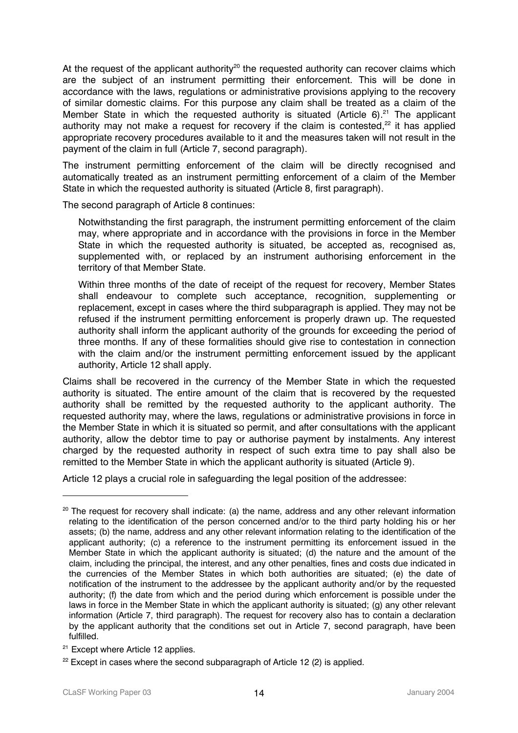At the request of the applicant authority[20] the requested authority can recover claims which are the subject of an instrument permitting their enforcement. This will be done in accordance with the laws, regulations or administrative provisions applying to the recovery of similar domestic claims. For this purpose any claim shall be treated as a claim of the Member State in which the requested authority is situated (Article 6).[21] The applicant authority may not make a request for recovery if the claim is contested,[22] it has applied appropriate recovery procedures available to it and the measures taken will not result in the payment of the claim in full (Article 7, second paragraph).

The instrument permitting enforcement of the claim will be directly recognised and automatically treated as an instrument permitting enforcement of a claim of the Member State in which the requested authority is situated (Article 8, first paragraph).

The second paragraph of Article 8 continues:

> Notwithstanding the first paragraph, the instrument permitting enforcement of the claim may, where appropriate and in accordance with the provisions in force in the Member State in which the requested authority is situated, be accepted as, recognised as, supplemented with, or replaced by an instrument authorising enforcement in the territory of that Member State.
>
> Within three months of the date of receipt of the request for recovery, Member States shall endeavour to complete such acceptance, recognition, supplementing or replacement, except in cases where the third subparagraph is applied. They may not be refused if the instrument permitting enforcement is properly drawn up. The requested authority shall inform the applicant authority of the grounds for exceeding the period of three months. If any of these formalities should give rise to contestation in connection with the claim and/or the instrument permitting enforcement issued by the applicant authority, Article 12 shall apply.

Claims shall be recovered in the currency of the Member State in which the requested authority is situated. The entire amount of the claim that is recovered by the requested authority shall be remitted by the requested authority to the applicant authority. The requested authority may, where the laws, regulations or administrative provisions in force in the Member State in which it is situated so permit, and after consultations with the applicant authority, allow the debtor time to pay or authorise payment by instalments. Any interest charged by the requested authority in respect of such extra time to pay shall also be remitted to the Member State in which the applicant authority is situated (Article 9).

Article 12 plays a crucial role in safeguarding the legal position of the addressee:

---

[20] The request for recovery shall indicate: (a) the name, address and any other relevant information relating to the identification of the person concerned and/or to the third party holding his or her assets; (b) the name, address and any other relevant information relating to the identification of the applicant authority; (c) a reference to the instrument permitting its enforcement issued in the Member State in which the applicant authority is situated; (d) the nature and the amount of the claim, including the principal, the interest, and any other penalties, fines and costs due indicated in the currencies of the Member States in which both authorities are situated; (e) the date of notification of the instrument to the addressee by the applicant authority and/or by the requested authority; (f) the date from which and the period during which enforcement is possible under the laws in force in the Member State in which the applicant authority is situated; (g) any other relevant information (Article 7, third paragraph). The request for recovery also has to contain a declaration by the applicant authority that the conditions set out in Article 7, second paragraph, have been fulfilled.

[21] Except where Article 12 applies.

[22] Except in cases where the second subparagraph of Article 12 (2) is applied.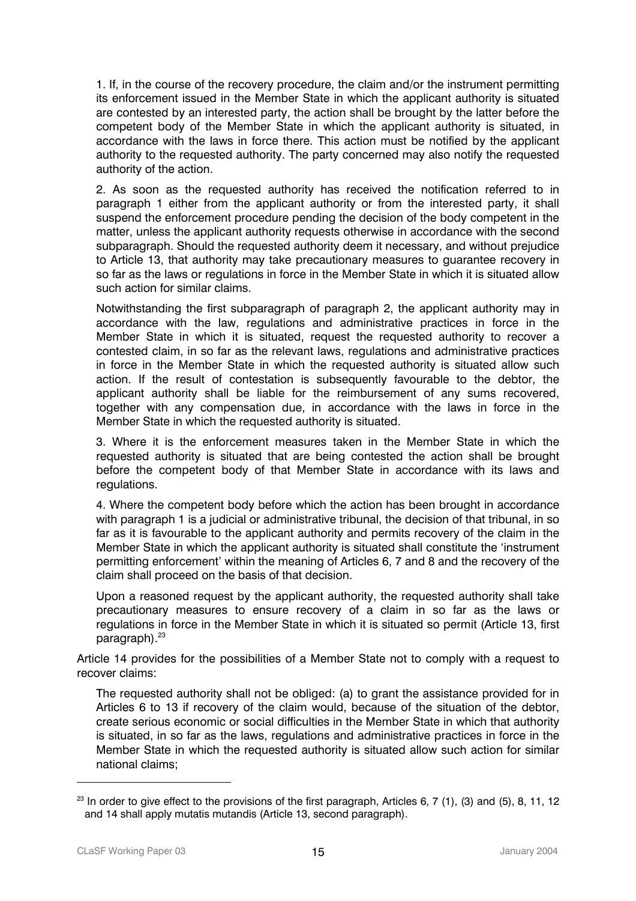1. If, in the course of the recovery procedure, the claim and/or the instrument permitting its enforcement issued in the Member State in which the applicant authority is situated are contested by an interested party, the action shall be brought by the latter before the competent body of the Member State in which the applicant authority is situated, in accordance with the laws in force there. This action must be notified by the applicant authority to the requested authority. The party concerned may also notify the requested authority of the action.

2. As soon as the requested authority has received the notification referred to in paragraph 1 either from the applicant authority or from the interested party, it shall suspend the enforcement procedure pending the decision of the body competent in the matter, unless the applicant authority requests otherwise in accordance with the second subparagraph. Should the requested authority deem it necessary, and without prejudice to Article 13, that authority may take precautionary measures to guarantee recovery in so far as the laws or regulations in force in the Member State in which it is situated allow such action for similar claims.

Notwithstanding the first subparagraph of paragraph 2, the applicant authority may in accordance with the law, regulations and administrative practices in force in the Member State in which it is situated, request the requested authority to recover a contested claim, in so far as the relevant laws, regulations and administrative practices in force in the Member State in which the requested authority is situated allow such action. If the result of contestation is subsequently favourable to the debtor, the applicant authority shall be liable for the reimbursement of any sums recovered, together with any compensation due, in accordance with the laws in force in the Member State in which the requested authority is situated.

3. Where it is the enforcement measures taken in the Member State in which the requested authority is situated that are being contested the action shall be brought before the competent body of that Member State in accordance with its laws and regulations.

4. Where the competent body before which the action has been brought in accordance with paragraph 1 is a judicial or administrative tribunal, the decision of that tribunal, in so far as it is favourable to the applicant authority and permits recovery of the claim in the Member State in which the applicant authority is situated shall constitute the 'instrument permitting enforcement' within the meaning of Articles 6, 7 and 8 and the recovery of the claim shall proceed on the basis of that decision.

Upon a reasoned request by the applicant authority, the requested authority shall take precautionary measures to ensure recovery of a claim in so far as the laws or regulations in force in the Member State in which it is situated so permit (Article 13, first paragraph).[23]

Article 14 provides for the possibilities of a Member State not to comply with a request to recover claims:

The requested authority shall not be obliged: (a) to grant the assistance provided for in Articles 6 to 13 if recovery of the claim would, because of the situation of the debtor, create serious economic or social difficulties in the Member State in which that authority is situated, in so far as the laws, regulations and administrative practices in force in the Member State in which the requested authority is situated allow such action for similar national claims;

[23] In order to give effect to the provisions of the first paragraph, Articles 6, 7 (1), (3) and (5), 8, 11, 12 and 14 shall apply mutatis mutandis (Article 13, second paragraph).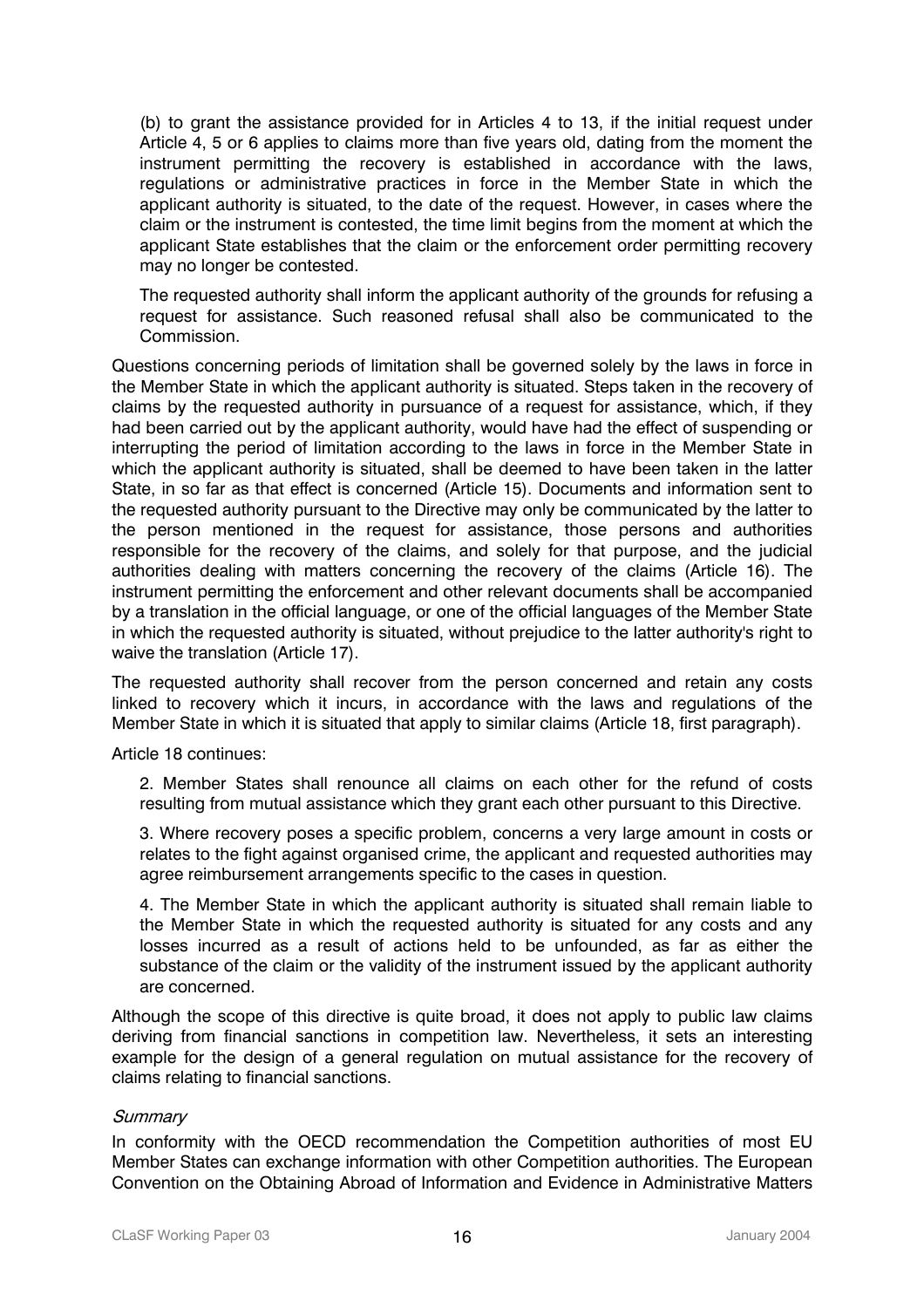(b) to grant the assistance provided for in Articles 4 to 13, if the initial request under Article 4, 5 or 6 applies to claims more than five years old, dating from the moment the instrument permitting the recovery is established in accordance with the laws, regulations or administrative practices in force in the Member State in which the applicant authority is situated, to the date of the request. However, in cases where the claim or the instrument is contested, the time limit begins from the moment at which the applicant State establishes that the claim or the enforcement order permitting recovery may no longer be contested.

The requested authority shall inform the applicant authority of the grounds for refusing a request for assistance. Such reasoned refusal shall also be communicated to the Commission.

Questions concerning periods of limitation shall be governed solely by the laws in force in the Member State in which the applicant authority is situated. Steps taken in the recovery of claims by the requested authority in pursuance of a request for assistance, which, if they had been carried out by the applicant authority, would have had the effect of suspending or interrupting the period of limitation according to the laws in force in the Member State in which the applicant authority is situated, shall be deemed to have been taken in the latter State, in so far as that effect is concerned (Article 15). Documents and information sent to the requested authority pursuant to the Directive may only be communicated by the latter to the person mentioned in the request for assistance, those persons and authorities responsible for the recovery of the claims, and solely for that purpose, and the judicial authorities dealing with matters concerning the recovery of the claims (Article 16). The instrument permitting the enforcement and other relevant documents shall be accompanied by a translation in the official language, or one of the official languages of the Member State in which the requested authority is situated, without prejudice to the latter authority's right to waive the translation (Article 17).

The requested authority shall recover from the person concerned and retain any costs linked to recovery which it incurs, in accordance with the laws and regulations of the Member State in which it is situated that apply to similar claims (Article 18, first paragraph).

Article 18 continues:

2. Member States shall renounce all claims on each other for the refund of costs resulting from mutual assistance which they grant each other pursuant to this Directive.

3. Where recovery poses a specific problem, concerns a very large amount in costs or relates to the fight against organised crime, the applicant and requested authorities may agree reimbursement arrangements specific to the cases in question.

4. The Member State in which the applicant authority is situated shall remain liable to the Member State in which the requested authority is situated for any costs and any losses incurred as a result of actions held to be unfounded, as far as either the substance of the claim or the validity of the instrument issued by the applicant authority are concerned.

Although the scope of this directive is quite broad, it does not apply to public law claims deriving from financial sanctions in competition law. Nevertheless, it sets an interesting example for the design of a general regulation on mutual assistance for the recovery of claims relating to financial sanctions.

*Summary*

In conformity with the OECD recommendation the Competition authorities of most EU Member States can exchange information with other Competition authorities. The European Convention on the Obtaining Abroad of Information and Evidence in Administrative Matters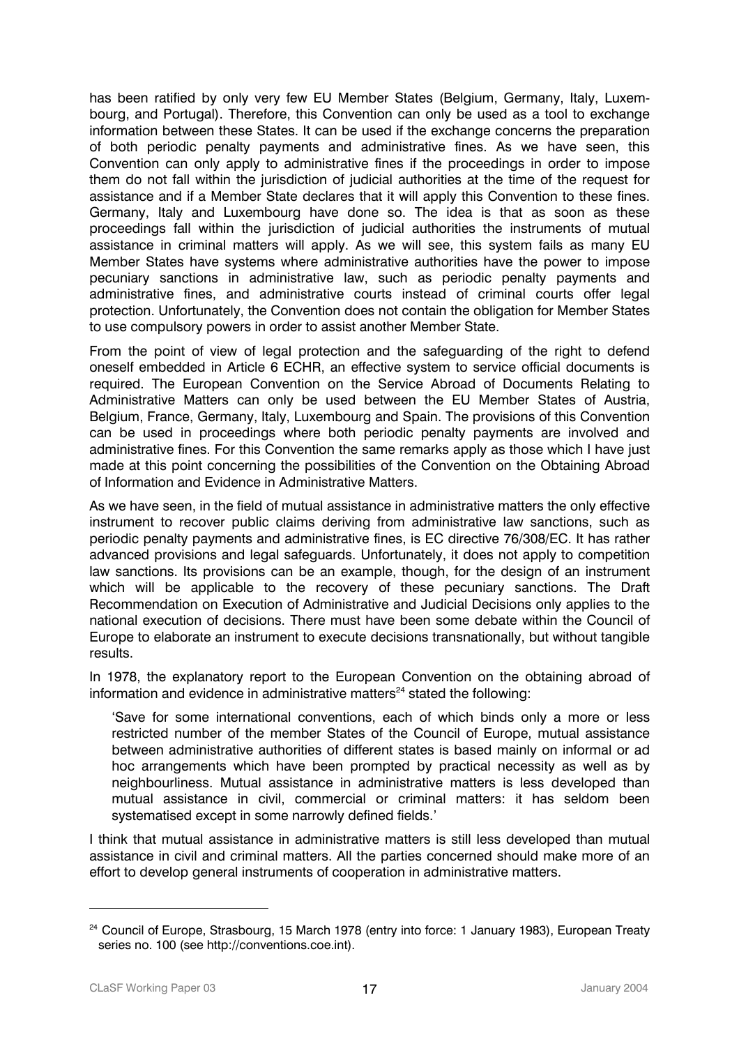has been ratified by only very few EU Member States (Belgium, Germany, Italy, Luxembourg, and Portugal). Therefore, this Convention can only be used as a tool to exchange information between these States. It can be used if the exchange concerns the preparation of both periodic penalty payments and administrative fines. As we have seen, this Convention can only apply to administrative fines if the proceedings in order to impose them do not fall within the jurisdiction of judicial authorities at the time of the request for assistance and if a Member State declares that it will apply this Convention to these fines. Germany, Italy and Luxembourg have done so. The idea is that as soon as these proceedings fall within the jurisdiction of judicial authorities the instruments of mutual assistance in criminal matters will apply. As we will see, this system fails as many EU Member States have systems where administrative authorities have the power to impose pecuniary sanctions in administrative law, such as periodic penalty payments and administrative fines, and administrative courts instead of criminal courts offer legal protection. Unfortunately, the Convention does not contain the obligation for Member States to use compulsory powers in order to assist another Member State.

From the point of view of legal protection and the safeguarding of the right to defend oneself embedded in Article 6 ECHR, an effective system to service official documents is required. The European Convention on the Service Abroad of Documents Relating to Administrative Matters can only be used between the EU Member States of Austria, Belgium, France, Germany, Italy, Luxembourg and Spain. The provisions of this Convention can be used in proceedings where both periodic penalty payments are involved and administrative fines. For this Convention the same remarks apply as those which I have just made at this point concerning the possibilities of the Convention on the Obtaining Abroad of Information and Evidence in Administrative Matters.

As we have seen, in the field of mutual assistance in administrative matters the only effective instrument to recover public claims deriving from administrative law sanctions, such as periodic penalty payments and administrative fines, is EC directive 76/308/EC. It has rather advanced provisions and legal safeguards. Unfortunately, it does not apply to competition law sanctions. Its provisions can be an example, though, for the design of an instrument which will be applicable to the recovery of these pecuniary sanctions. The Draft Recommendation on Execution of Administrative and Judicial Decisions only applies to the national execution of decisions. There must have been some debate within the Council of Europe to elaborate an instrument to execute decisions transnationally, but without tangible results.

In 1978, the explanatory report to the European Convention on the obtaining abroad of information and evidence in administrative matters[24] stated the following:

> 'Save for some international conventions, each of which binds only a more or less restricted number of the member States of the Council of Europe, mutual assistance between administrative authorities of different states is based mainly on informal or ad hoc arrangements which have been prompted by practical necessity as well as by neighbourliness. Mutual assistance in administrative matters is less developed than mutual assistance in civil, commercial or criminal matters: it has seldom been systematised except in some narrowly defined fields.'

I think that mutual assistance in administrative matters is still less developed than mutual assistance in civil and criminal matters. All the parties concerned should make more of an effort to develop general instruments of cooperation in administrative matters.

---

[24] Council of Europe, Strasbourg, 15 March 1978 (entry into force: 1 January 1983), European Treaty series no. 100 (see http://conventions.coe.int).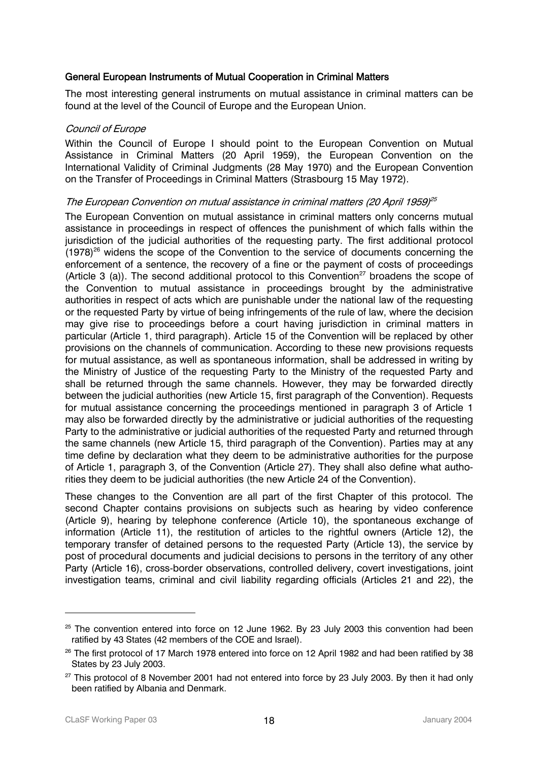### General European Instruments of Mutual Cooperation in Criminal Matters

The most interesting general instruments on mutual assistance in criminal matters can be found at the level of the Council of Europe and the European Union.

#### *Council of Europe*

Within the Council of Europe I should point to the European Convention on Mutual Assistance in Criminal Matters (20 April 1959), the European Convention on the International Validity of Criminal Judgments (28 May 1970) and the European Convention on the Transfer of Proceedings in Criminal Matters (Strasbourg 15 May 1972).

#### *The European Convention on mutual assistance in criminal matters (20 April 1959)*[25]

The European Convention on mutual assistance in criminal matters only concerns mutual assistance in proceedings in respect of offences the punishment of which falls within the jurisdiction of the judicial authorities of the requesting party. The first additional protocol (1978)[26] widens the scope of the Convention to the service of documents concerning the enforcement of a sentence, the recovery of a fine or the payment of costs of proceedings (Article 3 (a)). The second additional protocol to this Convention[27] broadens the scope of the Convention to mutual assistance in proceedings brought by the administrative authorities in respect of acts which are punishable under the national law of the requesting or the requested Party by virtue of being infringements of the rule of law, where the decision may give rise to proceedings before a court having jurisdiction in criminal matters in particular (Article 1, third paragraph). Article 15 of the Convention will be replaced by other provisions on the channels of communication. According to these new provisions requests for mutual assistance, as well as spontaneous information, shall be addressed in writing by the Ministry of Justice of the requesting Party to the Ministry of the requested Party and shall be returned through the same channels. However, they may be forwarded directly between the judicial authorities (new Article 15, first paragraph of the Convention). Requests for mutual assistance concerning the proceedings mentioned in paragraph 3 of Article 1 may also be forwarded directly by the administrative or judicial authorities of the requesting Party to the administrative or judicial authorities of the requested Party and returned through the same channels (new Article 15, third paragraph of the Convention). Parties may at any time define by declaration what they deem to be administrative authorities for the purpose of Article 1, paragraph 3, of the Convention (Article 27). They shall also define what authorities they deem to be judicial authorities (the new Article 24 of the Convention).

These changes to the Convention are all part of the first Chapter of this protocol. The second Chapter contains provisions on subjects such as hearing by video conference (Article 9), hearing by telephone conference (Article 10), the spontaneous exchange of information (Article 11), the restitution of articles to the rightful owners (Article 12), the temporary transfer of detained persons to the requested Party (Article 13), the service by post of procedural documents and judicial decisions to persons in the territory of any other Party (Article 16), cross-border observations, controlled delivery, covert investigations, joint investigation teams, criminal and civil liability regarding officials (Articles 21 and 22), the

---

[25] The convention entered into force on 12 June 1962. By 23 July 2003 this convention had been ratified by 43 States (42 members of the COE and Israel).

[26] The first protocol of 17 March 1978 entered into force on 12 April 1982 and had been ratified by 38 States by 23 July 2003.

[27] This protocol of 8 November 2001 had not entered into force by 23 July 2003. By then it had only been ratified by Albania and Denmark.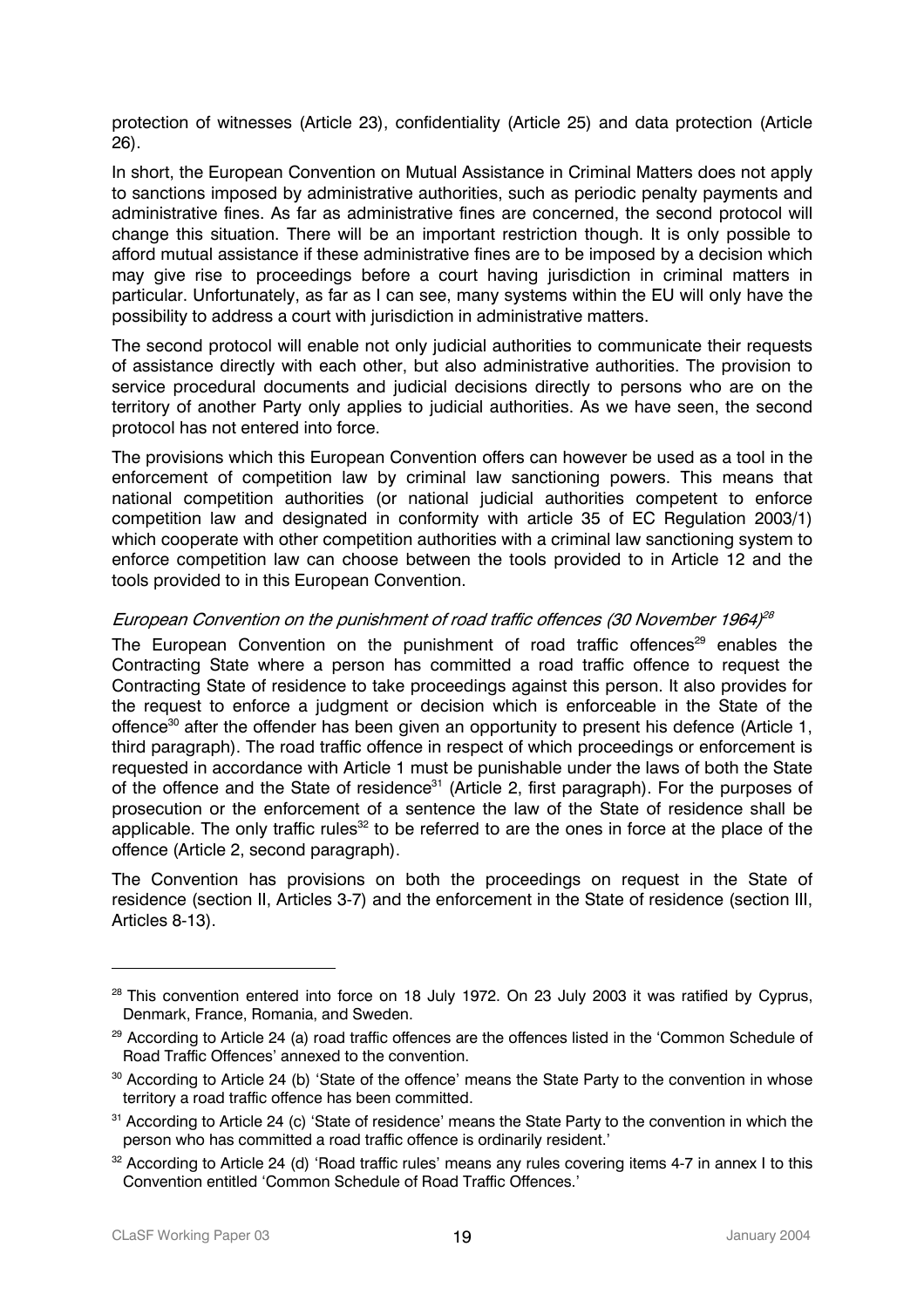protection of witnesses (Article 23), confidentiality (Article 25) and data protection (Article 26).

In short, the European Convention on Mutual Assistance in Criminal Matters does not apply to sanctions imposed by administrative authorities, such as periodic penalty payments and administrative fines. As far as administrative fines are concerned, the second protocol will change this situation. There will be an important restriction though. It is only possible to afford mutual assistance if these administrative fines are to be imposed by a decision which may give rise to proceedings before a court having jurisdiction in criminal matters in particular. Unfortunately, as far as I can see, many systems within the EU will only have the possibility to address a court with jurisdiction in administrative matters.

The second protocol will enable not only judicial authorities to communicate their requests of assistance directly with each other, but also administrative authorities. The provision to service procedural documents and judicial decisions directly to persons who are on the territory of another Party only applies to judicial authorities. As we have seen, the second protocol has not entered into force.

The provisions which this European Convention offers can however be used as a tool in the enforcement of competition law by criminal law sanctioning powers. This means that national competition authorities (or national judicial authorities competent to enforce competition law and designated in conformity with article 35 of EC Regulation 2003/1) which cooperate with other competition authorities with a criminal law sanctioning system to enforce competition law can choose between the tools provided to in Article 12 and the tools provided to in this European Convention.

*European Convention on the punishment of road traffic offences (30 November 1964)*[28]

The European Convention on the punishment of road traffic offences[29] enables the Contracting State where a person has committed a road traffic offence to request the Contracting State of residence to take proceedings against this person. It also provides for the request to enforce a judgment or decision which is enforceable in the State of the offence[30] after the offender has been given an opportunity to present his defence (Article 1, third paragraph). The road traffic offence in respect of which proceedings or enforcement is requested in accordance with Article 1 must be punishable under the laws of both the State of the offence and the State of residence[31] (Article 2, first paragraph). For the purposes of prosecution or the enforcement of a sentence the law of the State of residence shall be applicable. The only traffic rules[32] to be referred to are the ones in force at the place of the offence (Article 2, second paragraph).

The Convention has provisions on both the proceedings on request in the State of residence (section II, Articles 3-7) and the enforcement in the State of residence (section III, Articles 8-13).

---

[28] This convention entered into force on 18 July 1972. On 23 July 2003 it was ratified by Cyprus, Denmark, France, Romania, and Sweden.

[29] According to Article 24 (a) road traffic offences are the offences listed in the 'Common Schedule of Road Traffic Offences' annexed to the convention.

[30] According to Article 24 (b) 'State of the offence' means the State Party to the convention in whose territory a road traffic offence has been committed.

[31] According to Article 24 (c) 'State of residence' means the State Party to the convention in which the person who has committed a road traffic offence is ordinarily resident.'

[32] According to Article 24 (d) 'Road traffic rules' means any rules covering items 4-7 in annex I to this Convention entitled 'Common Schedule of Road Traffic Offences.'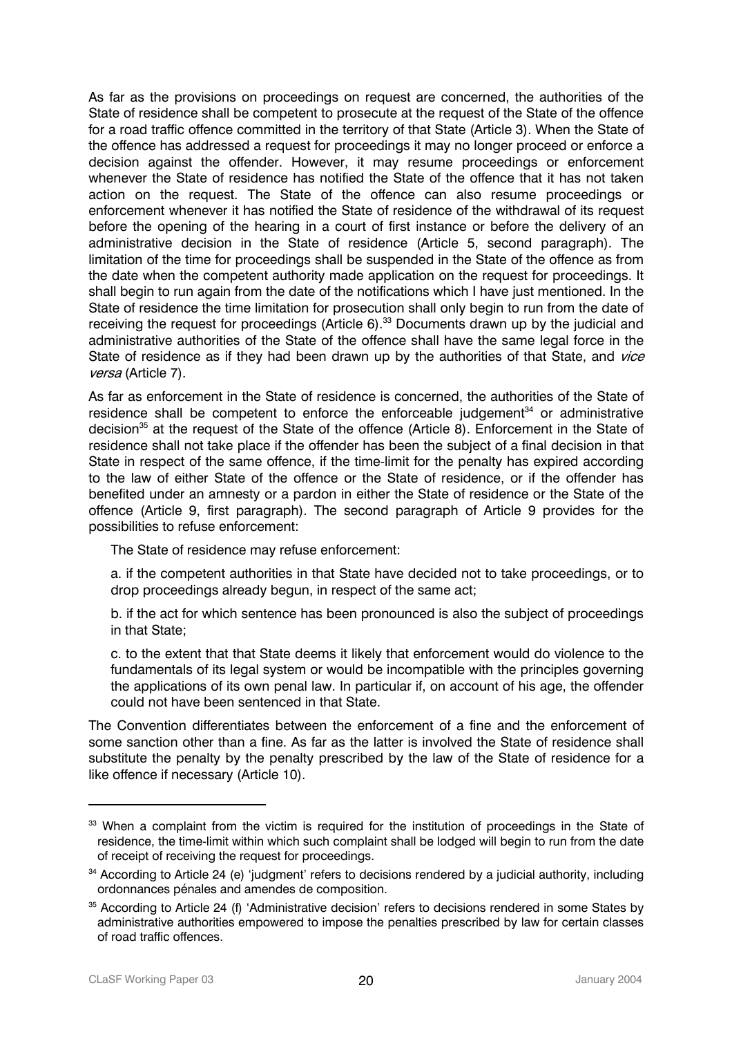As far as the provisions on proceedings on request are concerned, the authorities of the State of residence shall be competent to prosecute at the request of the State of the offence for a road traffic offence committed in the territory of that State (Article 3). When the State of the offence has addressed a request for proceedings it may no longer proceed or enforce a decision against the offender. However, it may resume proceedings or enforcement whenever the State of residence has notified the State of the offence that it has not taken action on the request. The State of the offence can also resume proceedings or enforcement whenever it has notified the State of residence of the withdrawal of its request before the opening of the hearing in a court of first instance or before the delivery of an administrative decision in the State of residence (Article 5, second paragraph). The limitation of the time for proceedings shall be suspended in the State of the offence as from the date when the competent authority made application on the request for proceedings. It shall begin to run again from the date of the notifications which I have just mentioned. In the State of residence the time limitation for prosecution shall only begin to run from the date of receiving the request for proceedings (Article 6).[33] Documents drawn up by the judicial and administrative authorities of the State of the offence shall have the same legal force in the State of residence as if they had been drawn up by the authorities of that State, and *vice versa* (Article 7).

As far as enforcement in the State of residence is concerned, the authorities of the State of residence shall be competent to enforce the enforceable judgement[34] or administrative decision[35] at the request of the State of the offence (Article 8). Enforcement in the State of residence shall not take place if the offender has been the subject of a final decision in that State in respect of the same offence, if the time-limit for the penalty has expired according to the law of either State of the offence or the State of residence, or if the offender has benefited under an amnesty or a pardon in either the State of residence or the State of the offence (Article 9, first paragraph). The second paragraph of Article 9 provides for the possibilities to refuse enforcement:

> The State of residence may refuse enforcement:
>
> a. if the competent authorities in that State have decided not to take proceedings, or to drop proceedings already begun, in respect of the same act;
>
> b. if the act for which sentence has been pronounced is also the subject of proceedings in that State;
>
> c. to the extent that that State deems it likely that enforcement would do violence to the fundamentals of its legal system or would be incompatible with the principles governing the applications of its own penal law. In particular if, on account of his age, the offender could not have been sentenced in that State.

The Convention differentiates between the enforcement of a fine and the enforcement of some sanction other than a fine. As far as the latter is involved the State of residence shall substitute the penalty by the penalty prescribed by the law of the State of residence for a like offence if necessary (Article 10).

---

[33] When a complaint from the victim is required for the institution of proceedings in the State of residence, the time-limit within which such complaint shall be lodged will begin to run from the date of receipt of receiving the request for proceedings.

[34] According to Article 24 (e) 'judgment' refers to decisions rendered by a judicial authority, including ordonnances pénales and amendes de composition.

[35] According to Article 24 (f) 'Administrative decision' refers to decisions rendered in some States by administrative authorities empowered to impose the penalties prescribed by law for certain classes of road traffic offences.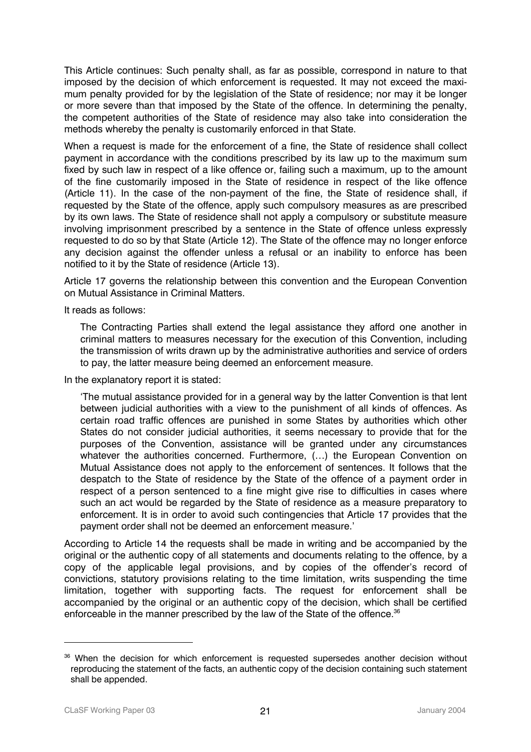This Article continues: Such penalty shall, as far as possible, correspond in nature to that imposed by the decision of which enforcement is requested. It may not exceed the maximum penalty provided for by the legislation of the State of residence; nor may it be longer or more severe than that imposed by the State of the offence. In determining the penalty, the competent authorities of the State of residence may also take into consideration the methods whereby the penalty is customarily enforced in that State.

When a request is made for the enforcement of a fine, the State of residence shall collect payment in accordance with the conditions prescribed by its law up to the maximum sum fixed by such law in respect of a like offence or, failing such a maximum, up to the amount of the fine customarily imposed in the State of residence in respect of the like offence (Article 11). In the case of the non-payment of the fine, the State of residence shall, if requested by the State of the offence, apply such compulsory measures as are prescribed by its own laws. The State of residence shall not apply a compulsory or substitute measure involving imprisonment prescribed by a sentence in the State of offence unless expressly requested to do so by that State (Article 12). The State of the offence may no longer enforce any decision against the offender unless a refusal or an inability to enforce has been notified to it by the State of residence (Article 13).

Article 17 governs the relationship between this convention and the European Convention on Mutual Assistance in Criminal Matters.

It reads as follows:

> The Contracting Parties shall extend the legal assistance they afford one another in criminal matters to measures necessary for the execution of this Convention, including the transmission of writs drawn up by the administrative authorities and service of orders to pay, the latter measure being deemed an enforcement measure.

In the explanatory report it is stated:

> 'The mutual assistance provided for in a general way by the latter Convention is that lent between judicial authorities with a view to the punishment of all kinds of offences. As certain road traffic offences are punished in some States by authorities which other States do not consider judicial authorities, it seems necessary to provide that for the purposes of the Convention, assistance will be granted under any circumstances whatever the authorities concerned. Furthermore, (…) the European Convention on Mutual Assistance does not apply to the enforcement of sentences. It follows that the despatch to the State of residence by the State of the offence of a payment order in respect of a person sentenced to a fine might give rise to difficulties in cases where such an act would be regarded by the State of residence as a measure preparatory to enforcement. It is in order to avoid such contingencies that Article 17 provides that the payment order shall not be deemed an enforcement measure.'

According to Article 14 the requests shall be made in writing and be accompanied by the original or the authentic copy of all statements and documents relating to the offence, by a copy of the applicable legal provisions, and by copies of the offender's record of convictions, statutory provisions relating to the time limitation, writs suspending the time limitation, together with supporting facts. The request for enforcement shall be accompanied by the original or an authentic copy of the decision, which shall be certified enforceable in the manner prescribed by the law of the State of the offence.[36]

---

[36] When the decision for which enforcement is requested supersedes another decision without reproducing the statement of the facts, an authentic copy of the decision containing such statement shall be appended.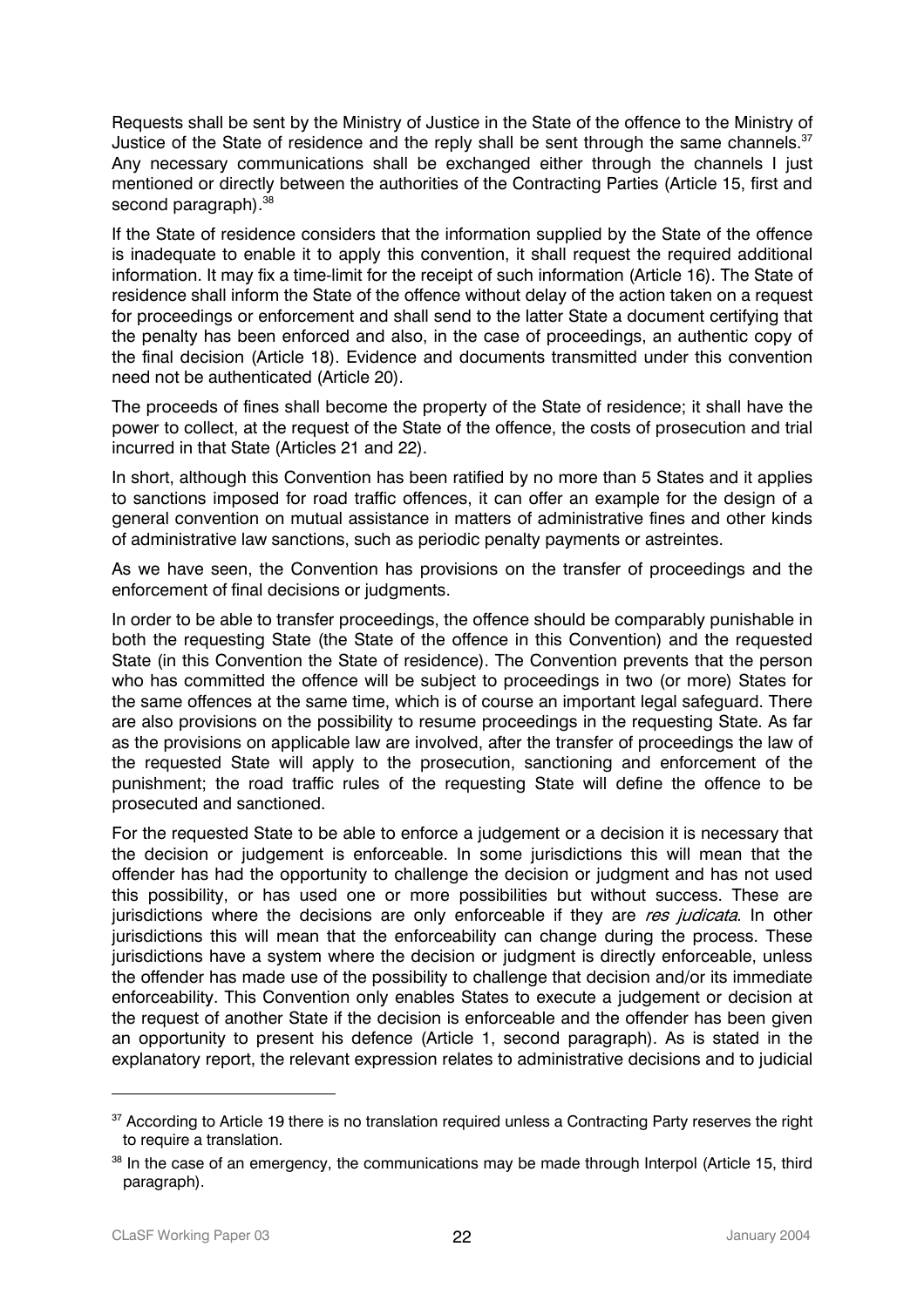Requests shall be sent by the Ministry of Justice in the State of the offence to the Ministry of Justice of the State of residence and the reply shall be sent through the same channels.[37] Any necessary communications shall be exchanged either through the channels I just mentioned or directly between the authorities of the Contracting Parties (Article 15, first and second paragraph).[38]

If the State of residence considers that the information supplied by the State of the offence is inadequate to enable it to apply this convention, it shall request the required additional information. It may fix a time-limit for the receipt of such information (Article 16). The State of residence shall inform the State of the offence without delay of the action taken on a request for proceedings or enforcement and shall send to the latter State a document certifying that the penalty has been enforced and also, in the case of proceedings, an authentic copy of the final decision (Article 18). Evidence and documents transmitted under this convention need not be authenticated (Article 20).

The proceeds of fines shall become the property of the State of residence; it shall have the power to collect, at the request of the State of the offence, the costs of prosecution and trial incurred in that State (Articles 21 and 22).

In short, although this Convention has been ratified by no more than 5 States and it applies to sanctions imposed for road traffic offences, it can offer an example for the design of a general convention on mutual assistance in matters of administrative fines and other kinds of administrative law sanctions, such as periodic penalty payments or astreintes.

As we have seen, the Convention has provisions on the transfer of proceedings and the enforcement of final decisions or judgments.

In order to be able to transfer proceedings, the offence should be comparably punishable in both the requesting State (the State of the offence in this Convention) and the requested State (in this Convention the State of residence). The Convention prevents that the person who has committed the offence will be subject to proceedings in two (or more) States for the same offences at the same time, which is of course an important legal safeguard. There are also provisions on the possibility to resume proceedings in the requesting State. As far as the provisions on applicable law are involved, after the transfer of proceedings the law of the requested State will apply to the prosecution, sanctioning and enforcement of the punishment; the road traffic rules of the requesting State will define the offence to be prosecuted and sanctioned.

For the requested State to be able to enforce a judgement or a decision it is necessary that the decision or judgement is enforceable. In some jurisdictions this will mean that the offender has had the opportunity to challenge the decision or judgment and has not used this possibility, or has used one or more possibilities but without success. These are jurisdictions where the decisions are only enforceable if they are *res judicata*. In other jurisdictions this will mean that the enforceability can change during the process. These jurisdictions have a system where the decision or judgment is directly enforceable, unless the offender has made use of the possibility to challenge that decision and/or its immediate enforceability. This Convention only enables States to execute a judgement or decision at the request of another State if the decision is enforceable and the offender has been given an opportunity to present his defence (Article 1, second paragraph). As is stated in the explanatory report, the relevant expression relates to administrative decisions and to judicial

---

[37] According to Article 19 there is no translation required unless a Contracting Party reserves the right to require a translation.

[38] In the case of an emergency, the communications may be made through Interpol (Article 15, third paragraph).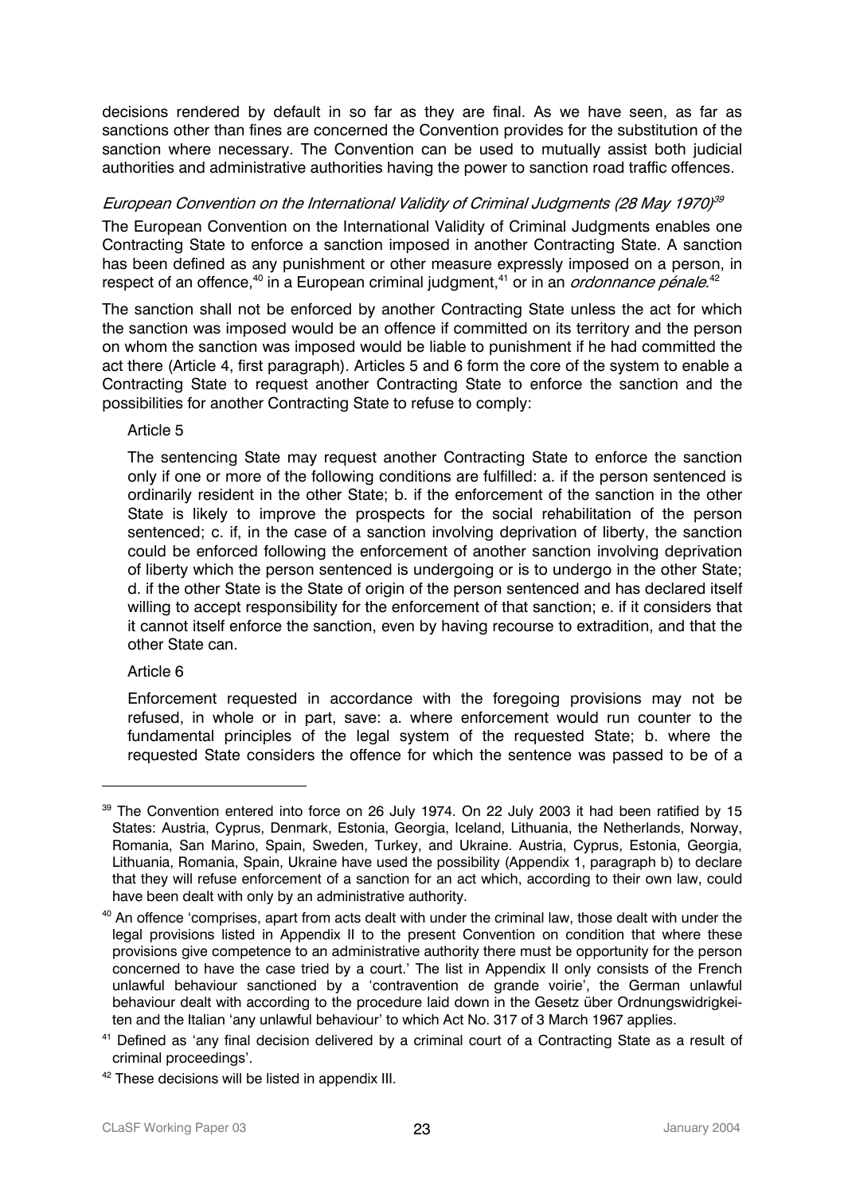decisions rendered by default in so far as they are final. As we have seen, as far as sanctions other than fines are concerned the Convention provides for the substitution of the sanction where necessary. The Convention can be used to mutually assist both judicial authorities and administrative authorities having the power to sanction road traffic offences.

*European Convention on the International Validity of Criminal Judgments (28 May 1970)*[39]

The European Convention on the International Validity of Criminal Judgments enables one Contracting State to enforce a sanction imposed in another Contracting State. A sanction has been defined as any punishment or other measure expressly imposed on a person, in respect of an offence,[40] in a European criminal judgment,[41] or in an *ordonnance pénale*.[42]

The sanction shall not be enforced by another Contracting State unless the act for which the sanction was imposed would be an offence if committed on its territory and the person on whom the sanction was imposed would be liable to punishment if he had committed the act there (Article 4, first paragraph). Articles 5 and 6 form the core of the system to enable a Contracting State to request another Contracting State to enforce the sanction and the possibilities for another Contracting State to refuse to comply:

> Article 5
>
> The sentencing State may request another Contracting State to enforce the sanction only if one or more of the following conditions are fulfilled: a. if the person sentenced is ordinarily resident in the other State; b. if the enforcement of the sanction in the other State is likely to improve the prospects for the social rehabilitation of the person sentenced; c. if, in the case of a sanction involving deprivation of liberty, the sanction could be enforced following the enforcement of another sanction involving deprivation of liberty which the person sentenced is undergoing or is to undergo in the other State; d. if the other State is the State of origin of the person sentenced and has declared itself willing to accept responsibility for the enforcement of that sanction; e. if it considers that it cannot itself enforce the sanction, even by having recourse to extradition, and that the other State can.
>
> Article 6
>
> Enforcement requested in accordance with the foregoing provisions may not be refused, in whole or in part, save: a. where enforcement would run counter to the fundamental principles of the legal system of the requested State; b. where the requested State considers the offence for which the sentence was passed to be of a

---

[39] The Convention entered into force on 26 July 1974. On 22 July 2003 it had been ratified by 15 States: Austria, Cyprus, Denmark, Estonia, Georgia, Iceland, Lithuania, the Netherlands, Norway, Romania, San Marino, Spain, Sweden, Turkey, and Ukraine. Austria, Cyprus, Estonia, Georgia, Lithuania, Romania, Spain, Ukraine have used the possibility (Appendix 1, paragraph b) to declare that they will refuse enforcement of a sanction for an act which, according to their own law, could have been dealt with only by an administrative authority.

[40] An offence 'comprises, apart from acts dealt with under the criminal law, those dealt with under the legal provisions listed in Appendix II to the present Convention on condition that where these provisions give competence to an administrative authority there must be opportunity for the person concerned to have the case tried by a court.' The list in Appendix II only consists of the French unlawful behaviour sanctioned by a 'contravention de grande voirie', the German unlawful behaviour dealt with according to the procedure laid down in the Gesetz über Ordnungswidrigkeiten and the Italian 'any unlawful behaviour' to which Act No. 317 of 3 March 1967 applies.

[41] Defined as 'any final decision delivered by a criminal court of a Contracting State as a result of criminal proceedings'.

[42] These decisions will be listed in appendix III.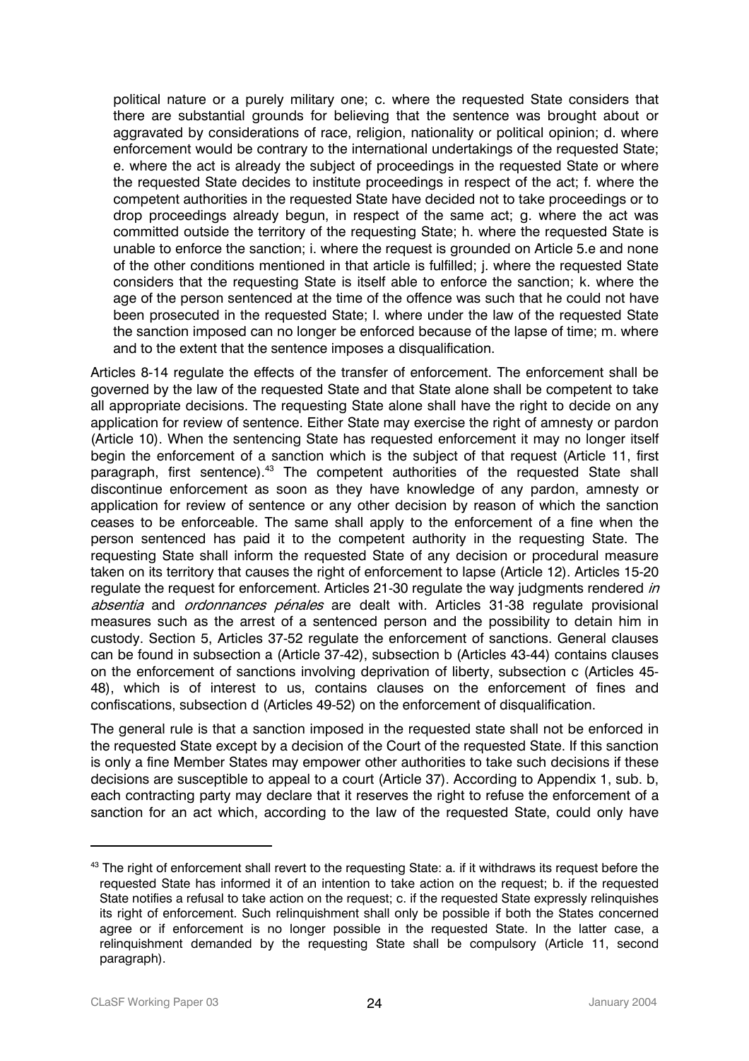political nature or a purely military one; c. where the requested State considers that there are substantial grounds for believing that the sentence was brought about or aggravated by considerations of race, religion, nationality or political opinion; d. where enforcement would be contrary to the international undertakings of the requested State; e. where the act is already the subject of proceedings in the requested State or where the requested State decides to institute proceedings in respect of the act; f. where the competent authorities in the requested State have decided not to take proceedings or to drop proceedings already begun, in respect of the same act; g. where the act was committed outside the territory of the requesting State; h. where the requested State is unable to enforce the sanction; i. where the request is grounded on Article 5.e and none of the other conditions mentioned in that article is fulfilled; j. where the requested State considers that the requesting State is itself able to enforce the sanction; k. where the age of the person sentenced at the time of the offence was such that he could not have been prosecuted in the requested State; l. where under the law of the requested State the sanction imposed can no longer be enforced because of the lapse of time; m. where and to the extent that the sentence imposes a disqualification.

Articles 8-14 regulate the effects of the transfer of enforcement. The enforcement shall be governed by the law of the requested State and that State alone shall be competent to take all appropriate decisions. The requesting State alone shall have the right to decide on any application for review of sentence. Either State may exercise the right of amnesty or pardon (Article 10). When the sentencing State has requested enforcement it may no longer itself begin the enforcement of a sanction which is the subject of that request (Article 11, first paragraph, first sentence).[43] The competent authorities of the requested State shall discontinue enforcement as soon as they have knowledge of any pardon, amnesty or application for review of sentence or any other decision by reason of which the sanction ceases to be enforceable. The same shall apply to the enforcement of a fine when the person sentenced has paid it to the competent authority in the requesting State. The requesting State shall inform the requested State of any decision or procedural measure taken on its territory that causes the right of enforcement to lapse (Article 12). Articles 15-20 regulate the request for enforcement. Articles 21-30 regulate the way judgments rendered *in absentia* and *ordonnances pénales* are dealt with. Articles 31-38 regulate provisional measures such as the arrest of a sentenced person and the possibility to detain him in custody. Section 5, Articles 37-52 regulate the enforcement of sanctions. General clauses can be found in subsection a (Article 37-42), subsection b (Articles 43-44) contains clauses on the enforcement of sanctions involving deprivation of liberty, subsection c (Articles 45-48), which is of interest to us, contains clauses on the enforcement of fines and confiscations, subsection d (Articles 49-52) on the enforcement of disqualification.

The general rule is that a sanction imposed in the requested state shall not be enforced in the requested State except by a decision of the Court of the requested State. If this sanction is only a fine Member States may empower other authorities to take such decisions if these decisions are susceptible to appeal to a court (Article 37). According to Appendix 1, sub. b, each contracting party may declare that it reserves the right to refuse the enforcement of a sanction for an act which, according to the law of the requested State, could only have

---

[43] The right of enforcement shall revert to the requesting State: a. if it withdraws its request before the requested State has informed it of an intention to take action on the request; b. if the requested State notifies a refusal to take action on the request; c. if the requested State expressly relinquishes its right of enforcement. Such relinquishment shall only be possible if both the States concerned agree or if enforcement is no longer possible in the requested State. In the latter case, a relinquishment demanded by the requesting State shall be compulsory (Article 11, second paragraph).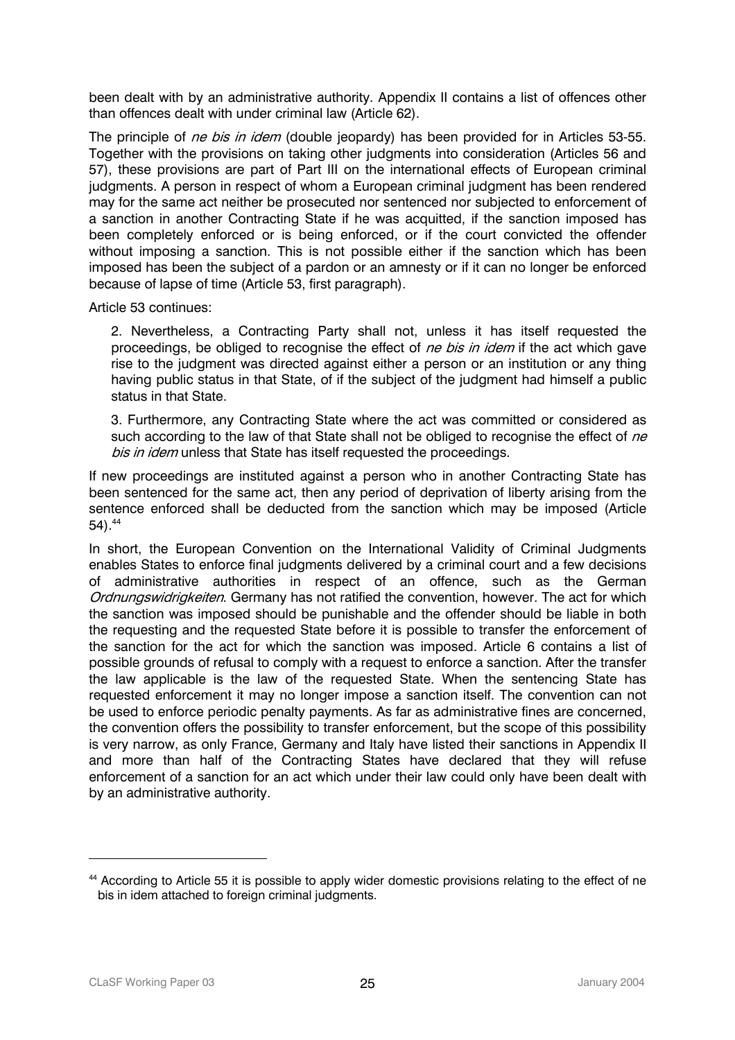been dealt with by an administrative authority. Appendix II contains a list of offences other than offences dealt with under criminal law (Article 62).

The principle of *ne bis in idem* (double jeopardy) has been provided for in Articles 53-55. Together with the provisions on taking other judgments into consideration (Articles 56 and 57), these provisions are part of Part III on the international effects of European criminal judgments. A person in respect of whom a European criminal judgment has been rendered may for the same act neither be prosecuted nor sentenced nor subjected to enforcement of a sanction in another Contracting State if he was acquitted, if the sanction imposed has been completely enforced or is being enforced, or if the court convicted the offender without imposing a sanction. This is not possible either if the sanction which has been imposed has been the subject of a pardon or an amnesty or if it can no longer be enforced because of lapse of time (Article 53, first paragraph).

Article 53 continues:

> 2. Nevertheless, a Contracting Party shall not, unless it has itself requested the proceedings, be obliged to recognise the effect of *ne bis in idem* if the act which gave rise to the judgment was directed against either a person or an institution or any thing having public status in that State, of if the subject of the judgment had himself a public status in that State.
>
> 3. Furthermore, any Contracting State where the act was committed or considered as such according to the law of that State shall not be obliged to recognise the effect of *ne bis in idem* unless that State has itself requested the proceedings.

If new proceedings are instituted against a person who in another Contracting State has been sentenced for the same act, then any period of deprivation of liberty arising from the sentence enforced shall be deducted from the sanction which may be imposed (Article 54).[44]

In short, the European Convention on the International Validity of Criminal Judgments enables States to enforce final judgments delivered by a criminal court and a few decisions of administrative authorities in respect of an offence, such as the German *Ordnungswidrigkeiten*. Germany has not ratified the convention, however. The act for which the sanction was imposed should be punishable and the offender should be liable in both the requesting and the requested State before it is possible to transfer the enforcement of the sanction for the act for which the sanction was imposed. Article 6 contains a list of possible grounds of refusal to comply with a request to enforce a sanction. After the transfer the law applicable is the law of the requested State. When the sentencing State has requested enforcement it may no longer impose a sanction itself. The convention can not be used to enforce periodic penalty payments. As far as administrative fines are concerned, the convention offers the possibility to transfer enforcement, but the scope of this possibility is very narrow, as only France, Germany and Italy have listed their sanctions in Appendix II and more than half of the Contracting States have declared that they will refuse enforcement of a sanction for an act which under their law could only have been dealt with by an administrative authority.

---

[44] According to Article 55 it is possible to apply wider domestic provisions relating to the effect of ne bis in idem attached to foreign criminal judgments.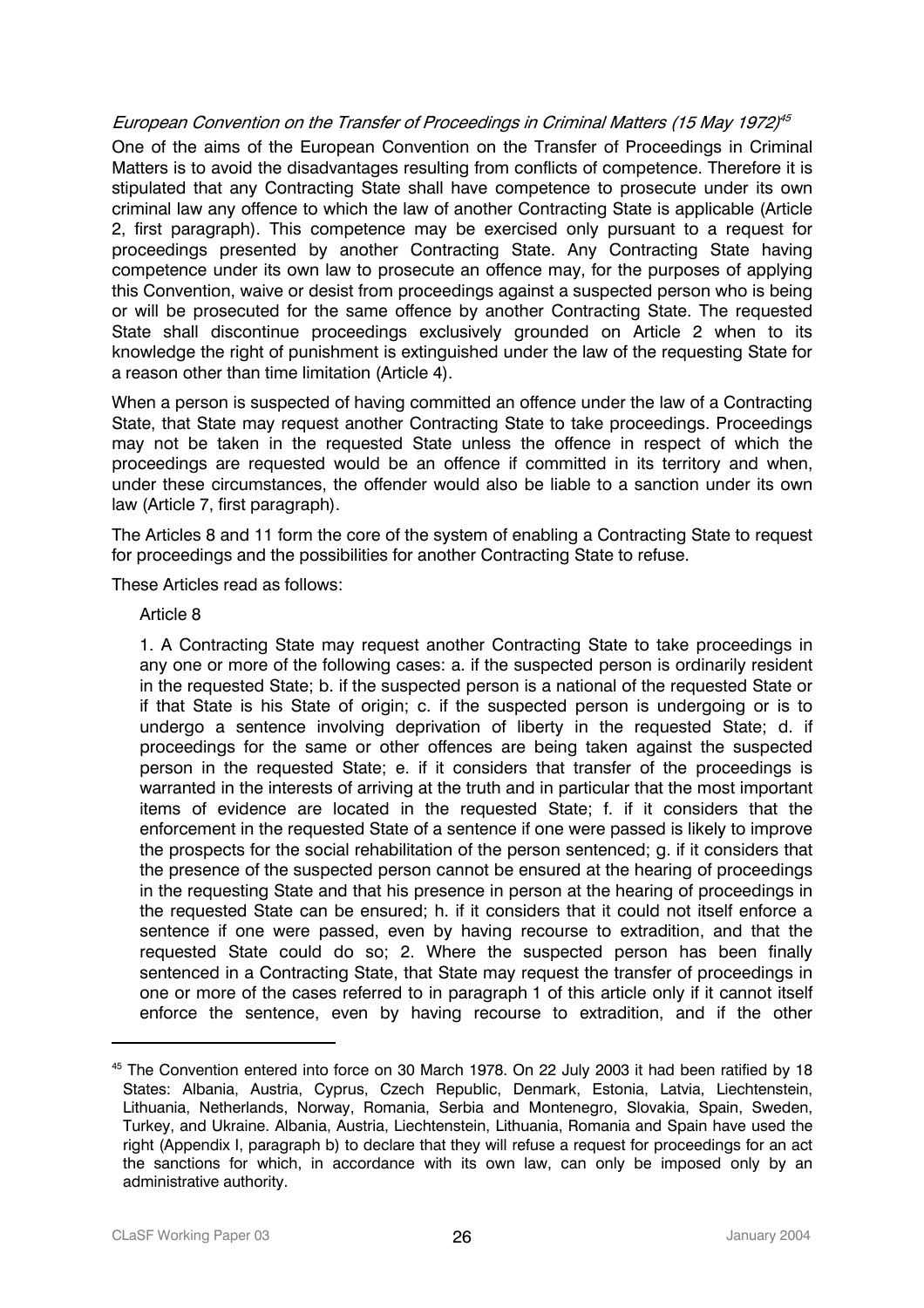*European Convention on the Transfer of Proceedings in Criminal Matters (15 May 1972)*[45]

One of the aims of the European Convention on the Transfer of Proceedings in Criminal Matters is to avoid the disadvantages resulting from conflicts of competence. Therefore it is stipulated that any Contracting State shall have competence to prosecute under its own criminal law any offence to which the law of another Contracting State is applicable (Article 2, first paragraph). This competence may be exercised only pursuant to a request for proceedings presented by another Contracting State. Any Contracting State having competence under its own law to prosecute an offence may, for the purposes of applying this Convention, waive or desist from proceedings against a suspected person who is being or will be prosecuted for the same offence by another Contracting State. The requested State shall discontinue proceedings exclusively grounded on Article 2 when to its knowledge the right of punishment is extinguished under the law of the requesting State for a reason other than time limitation (Article 4).

When a person is suspected of having committed an offence under the law of a Contracting State, that State may request another Contracting State to take proceedings. Proceedings may not be taken in the requested State unless the offence in respect of which the proceedings are requested would be an offence if committed in its territory and when, under these circumstances, the offender would also be liable to a sanction under its own law (Article 7, first paragraph).

The Articles 8 and 11 form the core of the system of enabling a Contracting State to request for proceedings and the possibilities for another Contracting State to refuse.

These Articles read as follows:

> Article 8
>
> 1. A Contracting State may request another Contracting State to take proceedings in any one or more of the following cases: a. if the suspected person is ordinarily resident in the requested State; b. if the suspected person is a national of the requested State or if that State is his State of origin; c. if the suspected person is undergoing or is to undergo a sentence involving deprivation of liberty in the requested State; d. if proceedings for the same or other offences are being taken against the suspected person in the requested State; e. if it considers that transfer of the proceedings is warranted in the interests of arriving at the truth and in particular that the most important items of evidence are located in the requested State; f. if it considers that the enforcement in the requested State of a sentence if one were passed is likely to improve the prospects for the social rehabilitation of the person sentenced; g. if it considers that the presence of the suspected person cannot be ensured at the hearing of proceedings in the requesting State and that his presence in person at the hearing of proceedings in the requested State can be ensured; h. if it considers that it could not itself enforce a sentence if one were passed, even by having recourse to extradition, and that the requested State could do so; 2. Where the suspected person has been finally sentenced in a Contracting State, that State may request the transfer of proceedings in one or more of the cases referred to in paragraph 1 of this article only if it cannot itself enforce the sentence, even by having recourse to extradition, and if the other

---

[45] The Convention entered into force on 30 March 1978. On 22 July 2003 it had been ratified by 18 States: Albania, Austria, Cyprus, Czech Republic, Denmark, Estonia, Latvia, Liechtenstein, Lithuania, Netherlands, Norway, Romania, Serbia and Montenegro, Slovakia, Spain, Sweden, Turkey, and Ukraine. Albania, Austria, Liechtenstein, Lithuania, Romania and Spain have used the right (Appendix I, paragraph b) to declare that they will refuse a request for proceedings for an act the sanctions for which, in accordance with its own law, can only be imposed only by an administrative authority.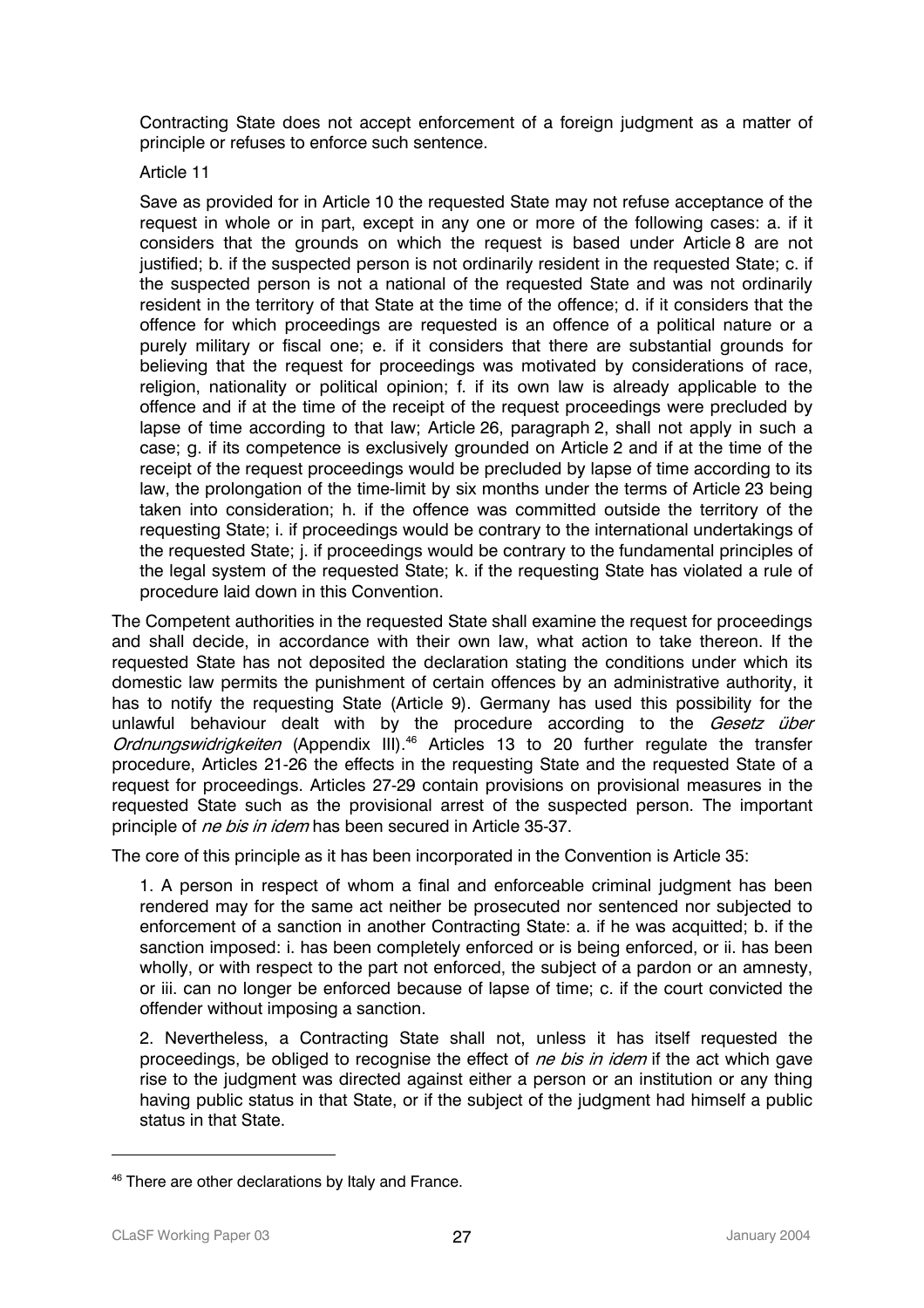Contracting State does not accept enforcement of a foreign judgment as a matter of principle or refuses to enforce such sentence.

Article 11

Save as provided for in Article 10 the requested State may not refuse acceptance of the request in whole or in part, except in any one or more of the following cases: a. if it considers that the grounds on which the request is based under Article 8 are not justified; b. if the suspected person is not ordinarily resident in the requested State; c. if the suspected person is not a national of the requested State and was not ordinarily resident in the territory of that State at the time of the offence; d. if it considers that the offence for which proceedings are requested is an offence of a political nature or a purely military or fiscal one; e. if it considers that there are substantial grounds for believing that the request for proceedings was motivated by considerations of race, religion, nationality or political opinion; f. if its own law is already applicable to the offence and if at the time of the receipt of the request proceedings were precluded by lapse of time according to that law; Article 26, paragraph 2, shall not apply in such a case; g. if its competence is exclusively grounded on Article 2 and if at the time of the receipt of the request proceedings would be precluded by lapse of time according to its law, the prolongation of the time-limit by six months under the terms of Article 23 being taken into consideration; h. if the offence was committed outside the territory of the requesting State; i. if proceedings would be contrary to the international undertakings of the requested State; j. if proceedings would be contrary to the fundamental principles of the legal system of the requested State; k. if the requesting State has violated a rule of procedure laid down in this Convention.

The Competent authorities in the requested State shall examine the request for proceedings and shall decide, in accordance with their own law, what action to take thereon. If the requested State has not deposited the declaration stating the conditions under which its domestic law permits the punishment of certain offences by an administrative authority, it has to notify the requesting State (Article 9). Germany has used this possibility for the unlawful behaviour dealt with by the procedure according to the *Gesetz über Ordnungswidrigkeiten* (Appendix III).[46] Articles 13 to 20 further regulate the transfer procedure, Articles 21-26 the effects in the requesting State and the requested State of a request for proceedings. Articles 27-29 contain provisions on provisional measures in the requested State such as the provisional arrest of the suspected person. The important principle of *ne bis in idem* has been secured in Article 35-37.

The core of this principle as it has been incorporated in the Convention is Article 35:

1. A person in respect of whom a final and enforceable criminal judgment has been rendered may for the same act neither be prosecuted nor sentenced nor subjected to enforcement of a sanction in another Contracting State: a. if he was acquitted; b. if the sanction imposed: i. has been completely enforced or is being enforced, or ii. has been wholly, or with respect to the part not enforced, the subject of a pardon or an amnesty, or iii. can no longer be enforced because of lapse of time; c. if the court convicted the offender without imposing a sanction.

2. Nevertheless, a Contracting State shall not, unless it has itself requested the proceedings, be obliged to recognise the effect of *ne bis in idem* if the act which gave rise to the judgment was directed against either a person or an institution or any thing having public status in that State, or if the subject of the judgment had himself a public status in that State.

---

[46] There are other declarations by Italy and France.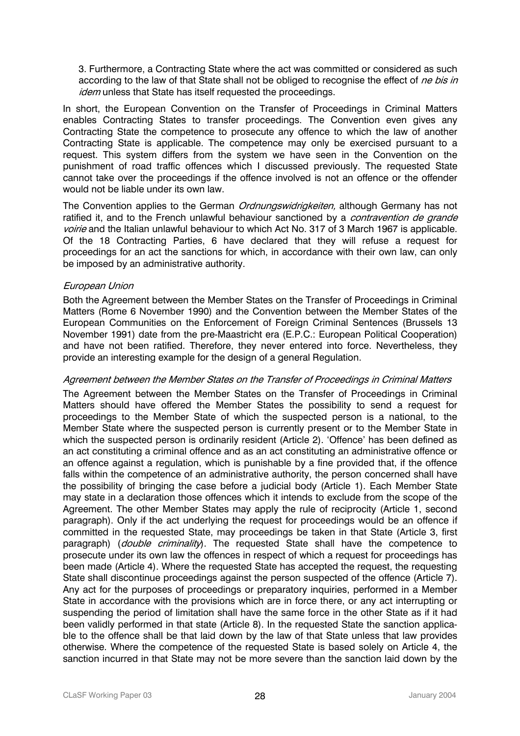3. Furthermore, a Contracting State where the act was committed or considered as such according to the law of that State shall not be obliged to recognise the effect of *ne bis in idem* unless that State has itself requested the proceedings.

In short, the European Convention on the Transfer of Proceedings in Criminal Matters enables Contracting States to transfer proceedings. The Convention even gives any Contracting State the competence to prosecute any offence to which the law of another Contracting State is applicable. The competence may only be exercised pursuant to a request. This system differs from the system we have seen in the Convention on the punishment of road traffic offences which I discussed previously. The requested State cannot take over the proceedings if the offence involved is not an offence or the offender would not be liable under its own law.

The Convention applies to the German *Ordnungswidrigkeiten,* although Germany has not ratified it, and to the French unlawful behaviour sanctioned by a *contravention de grande voirie* and the Italian unlawful behaviour to which Act No. 317 of 3 March 1967 is applicable. Of the 18 Contracting Parties, 6 have declared that they will refuse a request for proceedings for an act the sanctions for which, in accordance with their own law, can only be imposed by an administrative authority.

*European Union*

Both the Agreement between the Member States on the Transfer of Proceedings in Criminal Matters (Rome 6 November 1990) and the Convention between the Member States of the European Communities on the Enforcement of Foreign Criminal Sentences (Brussels 13 November 1991) date from the pre-Maastricht era (E.P.C.: European Political Cooperation) and have not been ratified. Therefore, they never entered into force. Nevertheless, they provide an interesting example for the design of a general Regulation.

*Agreement between the Member States on the Transfer of Proceedings in Criminal Matters*

The Agreement between the Member States on the Transfer of Proceedings in Criminal Matters should have offered the Member States the possibility to send a request for proceedings to the Member State of which the suspected person is a national, to the Member State where the suspected person is currently present or to the Member State in which the suspected person is ordinarily resident (Article 2). 'Offence' has been defined as an act constituting a criminal offence and as an act constituting an administrative offence or an offence against a regulation, which is punishable by a fine provided that, if the offence falls within the competence of an administrative authority, the person concerned shall have the possibility of bringing the case before a judicial body (Article 1). Each Member State may state in a declaration those offences which it intends to exclude from the scope of the Agreement. The other Member States may apply the rule of reciprocity (Article 1, second paragraph). Only if the act underlying the request for proceedings would be an offence if committed in the requested State, may proceedings be taken in that State (Article 3, first paragraph) (*double criminality*). The requested State shall have the competence to prosecute under its own law the offences in respect of which a request for proceedings has been made (Article 4). Where the requested State has accepted the request, the requesting State shall discontinue proceedings against the person suspected of the offence (Article 7). Any act for the purposes of proceedings or preparatory inquiries, performed in a Member State in accordance with the provisions which are in force there, or any act interrupting or suspending the period of limitation shall have the same force in the other State as if it had been validly performed in that state (Article 8). In the requested State the sanction applicable to the offence shall be that laid down by the law of that State unless that law provides otherwise. Where the competence of the requested State is based solely on Article 4, the sanction incurred in that State may not be more severe than the sanction laid down by the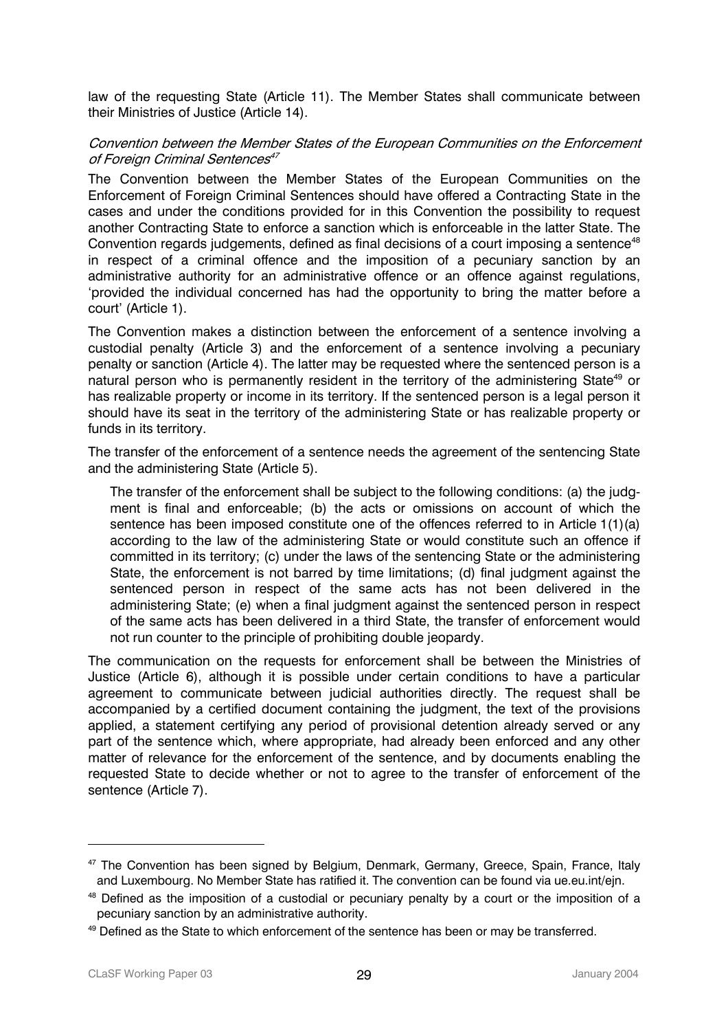law of the requesting State (Article 11). The Member States shall communicate between their Ministries of Justice (Article 14).

*Convention between the Member States of the European Communities on the Enforcement of Foreign Criminal Sentences*[47]

The Convention between the Member States of the European Communities on the Enforcement of Foreign Criminal Sentences should have offered a Contracting State in the cases and under the conditions provided for in this Convention the possibility to request another Contracting State to enforce a sanction which is enforceable in the latter State. The Convention regards judgements, defined as final decisions of a court imposing a sentence[48] in respect of a criminal offence and the imposition of a pecuniary sanction by an administrative authority for an administrative offence or an offence against regulations, 'provided the individual concerned has had the opportunity to bring the matter before a court' (Article 1).

The Convention makes a distinction between the enforcement of a sentence involving a custodial penalty (Article 3) and the enforcement of a sentence involving a pecuniary penalty or sanction (Article 4). The latter may be requested where the sentenced person is a natural person who is permanently resident in the territory of the administering State[49] or has realizable property or income in its territory. If the sentenced person is a legal person it should have its seat in the territory of the administering State or has realizable property or funds in its territory.

The transfer of the enforcement of a sentence needs the agreement of the sentencing State and the administering State (Article 5).

> The transfer of the enforcement shall be subject to the following conditions: (a) the judgment is final and enforceable; (b) the acts or omissions on account of which the sentence has been imposed constitute one of the offences referred to in Article 1(1)(a) according to the law of the administering State or would constitute such an offence if committed in its territory; (c) under the laws of the sentencing State or the administering State, the enforcement is not barred by time limitations; (d) final judgment against the sentenced person in respect of the same acts has not been delivered in the administering State; (e) when a final judgment against the sentenced person in respect of the same acts has been delivered in a third State, the transfer of enforcement would not run counter to the principle of prohibiting double jeopardy.

The communication on the requests for enforcement shall be between the Ministries of Justice (Article 6), although it is possible under certain conditions to have a particular agreement to communicate between judicial authorities directly. The request shall be accompanied by a certified document containing the judgment, the text of the provisions applied, a statement certifying any period of provisional detention already served or any part of the sentence which, where appropriate, had already been enforced and any other matter of relevance for the enforcement of the sentence, and by documents enabling the requested State to decide whether or not to agree to the transfer of enforcement of the sentence (Article 7).

---

[47] The Convention has been signed by Belgium, Denmark, Germany, Greece, Spain, France, Italy and Luxembourg. No Member State has ratified it. The convention can be found via ue.eu.int/ejn.

[48] Defined as the imposition of a custodial or pecuniary penalty by a court or the imposition of a pecuniary sanction by an administrative authority.

[49] Defined as the State to which enforcement of the sentence has been or may be transferred.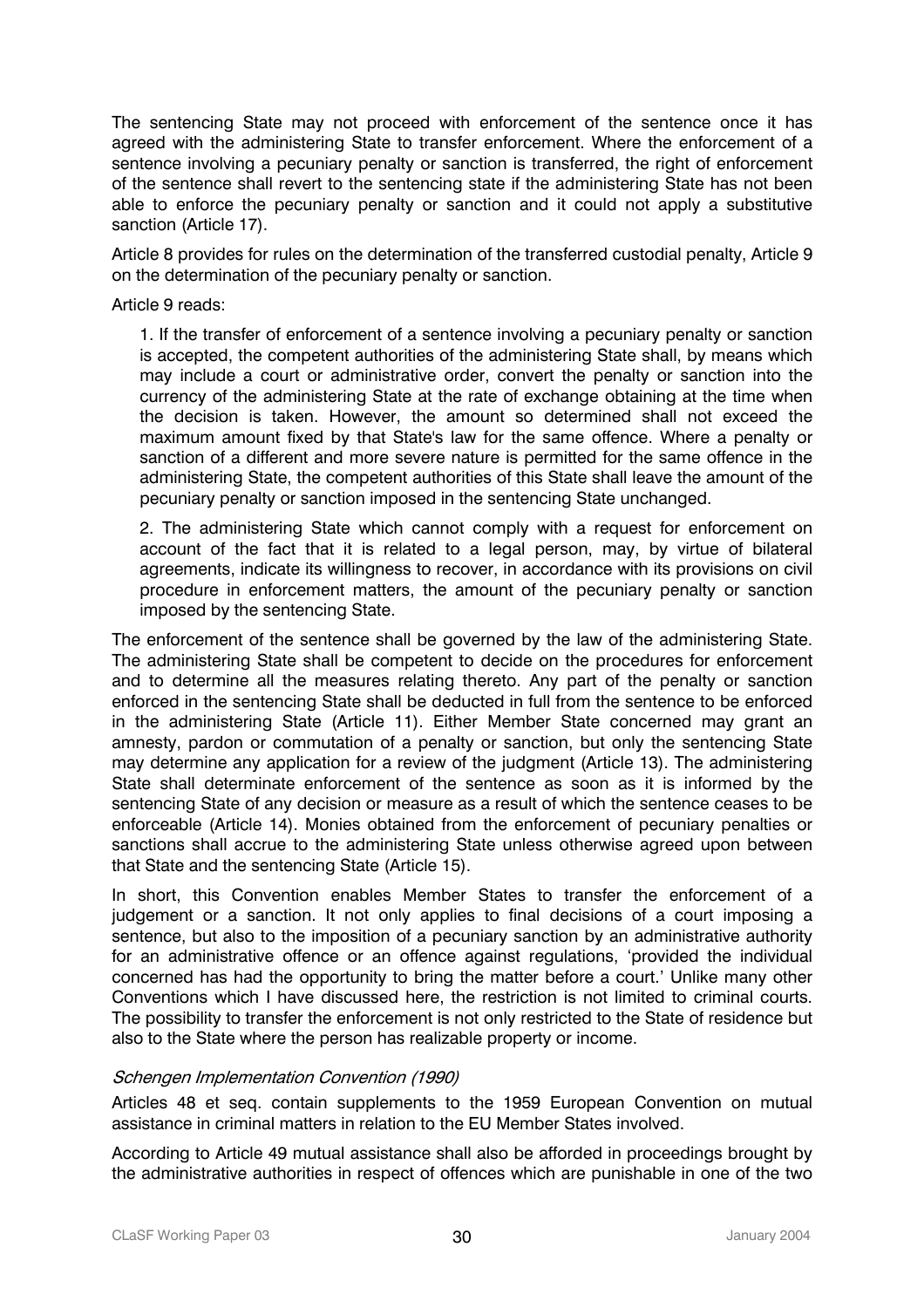The sentencing State may not proceed with enforcement of the sentence once it has agreed with the administering State to transfer enforcement. Where the enforcement of a sentence involving a pecuniary penalty or sanction is transferred, the right of enforcement of the sentence shall revert to the sentencing state if the administering State has not been able to enforce the pecuniary penalty or sanction and it could not apply a substitutive sanction (Article 17).

Article 8 provides for rules on the determination of the transferred custodial penalty, Article 9 on the determination of the pecuniary penalty or sanction.

Article 9 reads:

> 1. If the transfer of enforcement of a sentence involving a pecuniary penalty or sanction is accepted, the competent authorities of the administering State shall, by means which may include a court or administrative order, convert the penalty or sanction into the currency of the administering State at the rate of exchange obtaining at the time when the decision is taken. However, the amount so determined shall not exceed the maximum amount fixed by that State's law for the same offence. Where a penalty or sanction of a different and more severe nature is permitted for the same offence in the administering State, the competent authorities of this State shall leave the amount of the pecuniary penalty or sanction imposed in the sentencing State unchanged.
>
> 2. The administering State which cannot comply with a request for enforcement on account of the fact that it is related to a legal person, may, by virtue of bilateral agreements, indicate its willingness to recover, in accordance with its provisions on civil procedure in enforcement matters, the amount of the pecuniary penalty or sanction imposed by the sentencing State.

The enforcement of the sentence shall be governed by the law of the administering State. The administering State shall be competent to decide on the procedures for enforcement and to determine all the measures relating thereto. Any part of the penalty or sanction enforced in the sentencing State shall be deducted in full from the sentence to be enforced in the administering State (Article 11). Either Member State concerned may grant an amnesty, pardon or commutation of a penalty or sanction, but only the sentencing State may determine any application for a review of the judgment (Article 13). The administering State shall determinate enforcement of the sentence as soon as it is informed by the sentencing State of any decision or measure as a result of which the sentence ceases to be enforceable (Article 14). Monies obtained from the enforcement of pecuniary penalties or sanctions shall accrue to the administering State unless otherwise agreed upon between that State and the sentencing State (Article 15).

In short, this Convention enables Member States to transfer the enforcement of a judgement or a sanction. It not only applies to final decisions of a court imposing a sentence, but also to the imposition of a pecuniary sanction by an administrative authority for an administrative offence or an offence against regulations, 'provided the individual concerned has had the opportunity to bring the matter before a court.' Unlike many other Conventions which I have discussed here, the restriction is not limited to criminal courts. The possibility to transfer the enforcement is not only restricted to the State of residence but also to the State where the person has realizable property or income.

*Schengen Implementation Convention (1990)*

Articles 48 et seq. contain supplements to the 1959 European Convention on mutual assistance in criminal matters in relation to the EU Member States involved.

According to Article 49 mutual assistance shall also be afforded in proceedings brought by the administrative authorities in respect of offences which are punishable in one of the two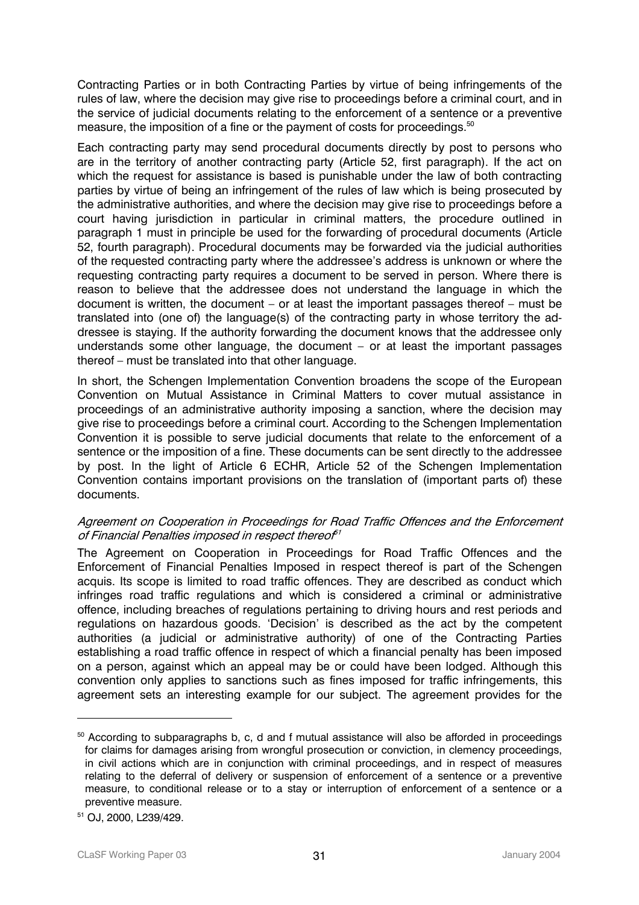Contracting Parties or in both Contracting Parties by virtue of being infringements of the rules of law, where the decision may give rise to proceedings before a criminal court, and in the service of judicial documents relating to the enforcement of a sentence or a preventive measure, the imposition of a fine or the payment of costs for proceedings.[50]

Each contracting party may send procedural documents directly by post to persons who are in the territory of another contracting party (Article 52, first paragraph). If the act on which the request for assistance is based is punishable under the law of both contracting parties by virtue of being an infringement of the rules of law which is being prosecuted by the administrative authorities, and where the decision may give rise to proceedings before a court having jurisdiction in particular in criminal matters, the procedure outlined in paragraph 1 must in principle be used for the forwarding of procedural documents (Article 52, fourth paragraph). Procedural documents may be forwarded via the judicial authorities of the requested contracting party where the addressee's address is unknown or where the requesting contracting party requires a document to be served in person. Where there is reason to believe that the addressee does not understand the language in which the document is written, the document – or at least the important passages thereof – must be translated into (one of) the language(s) of the contracting party in whose territory the addressee is staying. If the authority forwarding the document knows that the addressee only understands some other language, the document – or at least the important passages thereof – must be translated into that other language.

In short, the Schengen Implementation Convention broadens the scope of the European Convention on Mutual Assistance in Criminal Matters to cover mutual assistance in proceedings of an administrative authority imposing a sanction, where the decision may give rise to proceedings before a criminal court. According to the Schengen Implementation Convention it is possible to serve judicial documents that relate to the enforcement of a sentence or the imposition of a fine. These documents can be sent directly to the addressee by post. In the light of Article 6 ECHR, Article 52 of the Schengen Implementation Convention contains important provisions on the translation of (important parts of) these documents.

*Agreement on Cooperation in Proceedings for Road Traffic Offences and the Enforcement of Financial Penalties imposed in respect thereof*[51]

The Agreement on Cooperation in Proceedings for Road Traffic Offences and the Enforcement of Financial Penalties Imposed in respect thereof is part of the Schengen acquis. Its scope is limited to road traffic offences. They are described as conduct which infringes road traffic regulations and which is considered a criminal or administrative offence, including breaches of regulations pertaining to driving hours and rest periods and regulations on hazardous goods. 'Decision' is described as the act by the competent authorities (a judicial or administrative authority) of one of the Contracting Parties establishing a road traffic offence in respect of which a financial penalty has been imposed on a person, against which an appeal may be or could have been lodged. Although this convention only applies to sanctions such as fines imposed for traffic infringements, this agreement sets an interesting example for our subject. The agreement provides for the

---

[50] According to subparagraphs b, c, d and f mutual assistance will also be afforded in proceedings for claims for damages arising from wrongful prosecution or conviction, in clemency proceedings, in civil actions which are in conjunction with criminal proceedings, and in respect of measures relating to the deferral of delivery or suspension of enforcement of a sentence or a preventive measure, to conditional release or to a stay or interruption of enforcement of a sentence or a preventive measure.

[51] OJ, 2000, L239/429.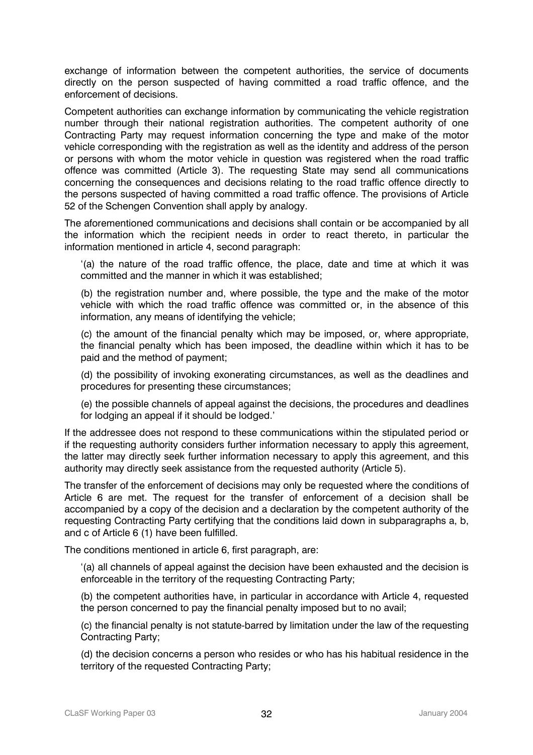exchange of information between the competent authorities, the service of documents directly on the person suspected of having committed a road traffic offence, and the enforcement of decisions.

Competent authorities can exchange information by communicating the vehicle registration number through their national registration authorities. The competent authority of one Contracting Party may request information concerning the type and make of the motor vehicle corresponding with the registration as well as the identity and address of the person or persons with whom the motor vehicle in question was registered when the road traffic offence was committed (Article 3). The requesting State may send all communications concerning the consequences and decisions relating to the road traffic offence directly to the persons suspected of having committed a road traffic offence. The provisions of Article 52 of the Schengen Convention shall apply by analogy.

The aforementioned communications and decisions shall contain or be accompanied by all the information which the recipient needs in order to react thereto, in particular the information mentioned in article 4, second paragraph:

> '(a) the nature of the road traffic offence, the place, date and time at which it was committed and the manner in which it was established;
>
> (b) the registration number and, where possible, the type and the make of the motor vehicle with which the road traffic offence was committed or, in the absence of this information, any means of identifying the vehicle;
>
> (c) the amount of the financial penalty which may be imposed, or, where appropriate, the financial penalty which has been imposed, the deadline within which it has to be paid and the method of payment;
>
> (d) the possibility of invoking exonerating circumstances, as well as the deadlines and procedures for presenting these circumstances;
>
> (e) the possible channels of appeal against the decisions, the procedures and deadlines for lodging an appeal if it should be lodged.'

If the addressee does not respond to these communications within the stipulated period or if the requesting authority considers further information necessary to apply this agreement, the latter may directly seek further information necessary to apply this agreement, and this authority may directly seek assistance from the requested authority (Article 5).

The transfer of the enforcement of decisions may only be requested where the conditions of Article 6 are met. The request for the transfer of enforcement of a decision shall be accompanied by a copy of the decision and a declaration by the competent authority of the requesting Contracting Party certifying that the conditions laid down in subparagraphs a, b, and c of Article 6 (1) have been fulfilled.

The conditions mentioned in article 6, first paragraph, are:

> '(a) all channels of appeal against the decision have been exhausted and the decision is enforceable in the territory of the requesting Contracting Party;
>
> (b) the competent authorities have, in particular in accordance with Article 4, requested the person concerned to pay the financial penalty imposed but to no avail;
>
> (c) the financial penalty is not statute-barred by limitation under the law of the requesting Contracting Party;
>
> (d) the decision concerns a person who resides or who has his habitual residence in the territory of the requested Contracting Party;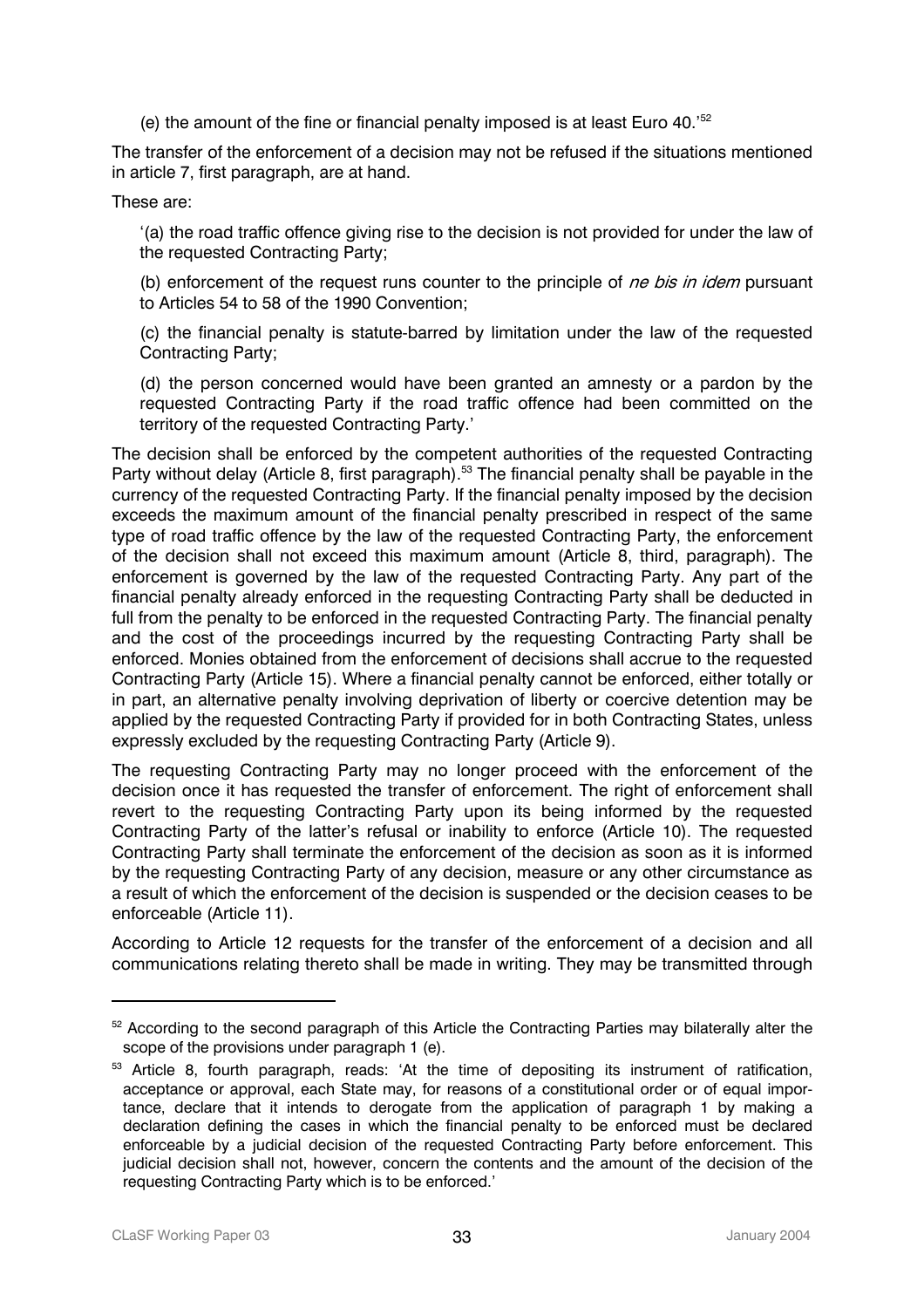(e) the amount of the fine or financial penalty imposed is at least Euro 40.'[52]

The transfer of the enforcement of a decision may not be refused if the situations mentioned in article 7, first paragraph, are at hand.

These are:

> '(a) the road traffic offence giving rise to the decision is not provided for under the law of the requested Contracting Party;
>
> (b) enforcement of the request runs counter to the principle of *ne bis in idem* pursuant to Articles 54 to 58 of the 1990 Convention;
>
> (c) the financial penalty is statute-barred by limitation under the law of the requested Contracting Party;
>
> (d) the person concerned would have been granted an amnesty or a pardon by the requested Contracting Party if the road traffic offence had been committed on the territory of the requested Contracting Party.'

The decision shall be enforced by the competent authorities of the requested Contracting Party without delay (Article 8, first paragraph).[53] The financial penalty shall be payable in the currency of the requested Contracting Party. If the financial penalty imposed by the decision exceeds the maximum amount of the financial penalty prescribed in respect of the same type of road traffic offence by the law of the requested Contracting Party, the enforcement of the decision shall not exceed this maximum amount (Article 8, third, paragraph). The enforcement is governed by the law of the requested Contracting Party. Any part of the financial penalty already enforced in the requesting Contracting Party shall be deducted in full from the penalty to be enforced in the requested Contracting Party. The financial penalty and the cost of the proceedings incurred by the requesting Contracting Party shall be enforced. Monies obtained from the enforcement of decisions shall accrue to the requested Contracting Party (Article 15). Where a financial penalty cannot be enforced, either totally or in part, an alternative penalty involving deprivation of liberty or coercive detention may be applied by the requested Contracting Party if provided for in both Contracting States, unless expressly excluded by the requesting Contracting Party (Article 9).

The requesting Contracting Party may no longer proceed with the enforcement of the decision once it has requested the transfer of enforcement. The right of enforcement shall revert to the requesting Contracting Party upon its being informed by the requested Contracting Party of the latter's refusal or inability to enforce (Article 10). The requested Contracting Party shall terminate the enforcement of the decision as soon as it is informed by the requesting Contracting Party of any decision, measure or any other circumstance as a result of which the enforcement of the decision is suspended or the decision ceases to be enforceable (Article 11).

According to Article 12 requests for the transfer of the enforcement of a decision and all communications relating thereto shall be made in writing. They may be transmitted through

---

[52] According to the second paragraph of this Article the Contracting Parties may bilaterally alter the scope of the provisions under paragraph 1 (e).

[53] Article 8, fourth paragraph, reads: 'At the time of depositing its instrument of ratification, acceptance or approval, each State may, for reasons of a constitutional order or of equal importance, declare that it intends to derogate from the application of paragraph 1 by making a declaration defining the cases in which the financial penalty to be enforced must be declared enforceable by a judicial decision of the requested Contracting Party before enforcement. This judicial decision shall not, however, concern the contents and the amount of the decision of the requesting Contracting Party which is to be enforced.'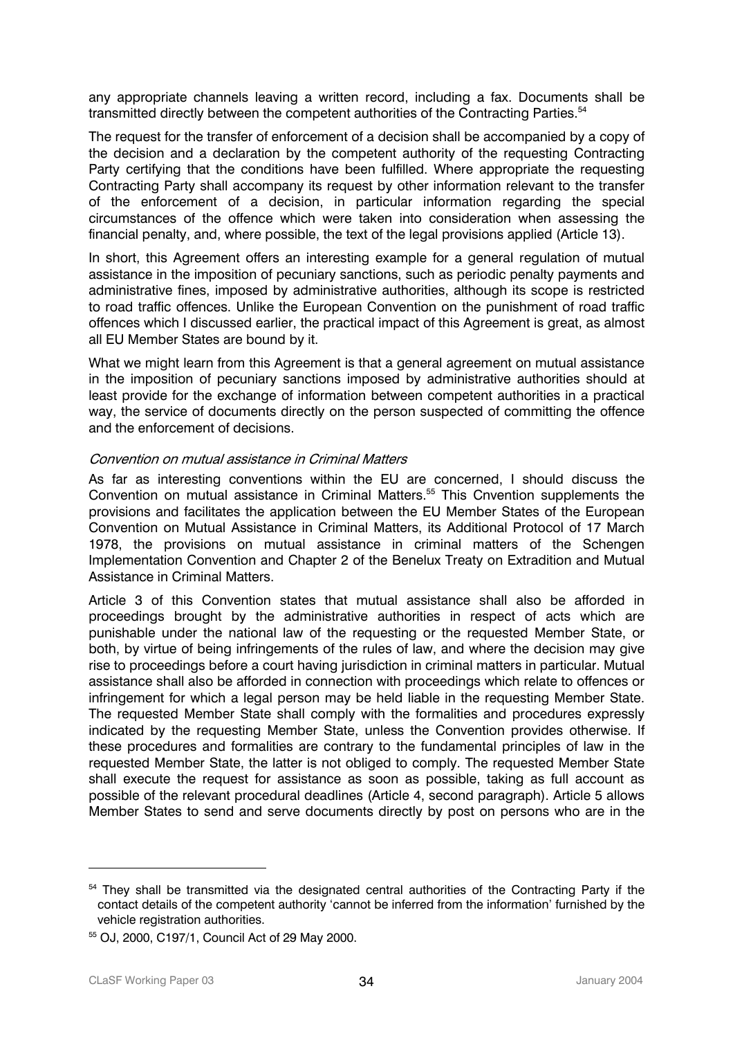any appropriate channels leaving a written record, including a fax. Documents shall be transmitted directly between the competent authorities of the Contracting Parties.[54]

The request for the transfer of enforcement of a decision shall be accompanied by a copy of the decision and a declaration by the competent authority of the requesting Contracting Party certifying that the conditions have been fulfilled. Where appropriate the requesting Contracting Party shall accompany its request by other information relevant to the transfer of the enforcement of a decision, in particular information regarding the special circumstances of the offence which were taken into consideration when assessing the financial penalty, and, where possible, the text of the legal provisions applied (Article 13).

In short, this Agreement offers an interesting example for a general regulation of mutual assistance in the imposition of pecuniary sanctions, such as periodic penalty payments and administrative fines, imposed by administrative authorities, although its scope is restricted to road traffic offences. Unlike the European Convention on the punishment of road traffic offences which I discussed earlier, the practical impact of this Agreement is great, as almost all EU Member States are bound by it.

What we might learn from this Agreement is that a general agreement on mutual assistance in the imposition of pecuniary sanctions imposed by administrative authorities should at least provide for the exchange of information between competent authorities in a practical way, the service of documents directly on the person suspected of committing the offence and the enforcement of decisions.

*Convention on mutual assistance in Criminal Matters*

As far as interesting conventions within the EU are concerned, I should discuss the Convention on mutual assistance in Criminal Matters.[55] This Cnvention supplements the provisions and facilitates the application between the EU Member States of the European Convention on Mutual Assistance in Criminal Matters, its Additional Protocol of 17 March 1978, the provisions on mutual assistance in criminal matters of the Schengen Implementation Convention and Chapter 2 of the Benelux Treaty on Extradition and Mutual Assistance in Criminal Matters.

Article 3 of this Convention states that mutual assistance shall also be afforded in proceedings brought by the administrative authorities in respect of acts which are punishable under the national law of the requesting or the requested Member State, or both, by virtue of being infringements of the rules of law, and where the decision may give rise to proceedings before a court having jurisdiction in criminal matters in particular. Mutual assistance shall also be afforded in connection with proceedings which relate to offences or infringement for which a legal person may be held liable in the requesting Member State. The requested Member State shall comply with the formalities and procedures expressly indicated by the requesting Member State, unless the Convention provides otherwise. If these procedures and formalities are contrary to the fundamental principles of law in the requested Member State, the latter is not obliged to comply. The requested Member State shall execute the request for assistance as soon as possible, taking as full account as possible of the relevant procedural deadlines (Article 4, second paragraph). Article 5 allows Member States to send and serve documents directly by post on persons who are in the

[54] They shall be transmitted via the designated central authorities of the Contracting Party if the contact details of the competent authority 'cannot be inferred from the information' furnished by the vehicle registration authorities.

[55] OJ, 2000, C197/1, Council Act of 29 May 2000.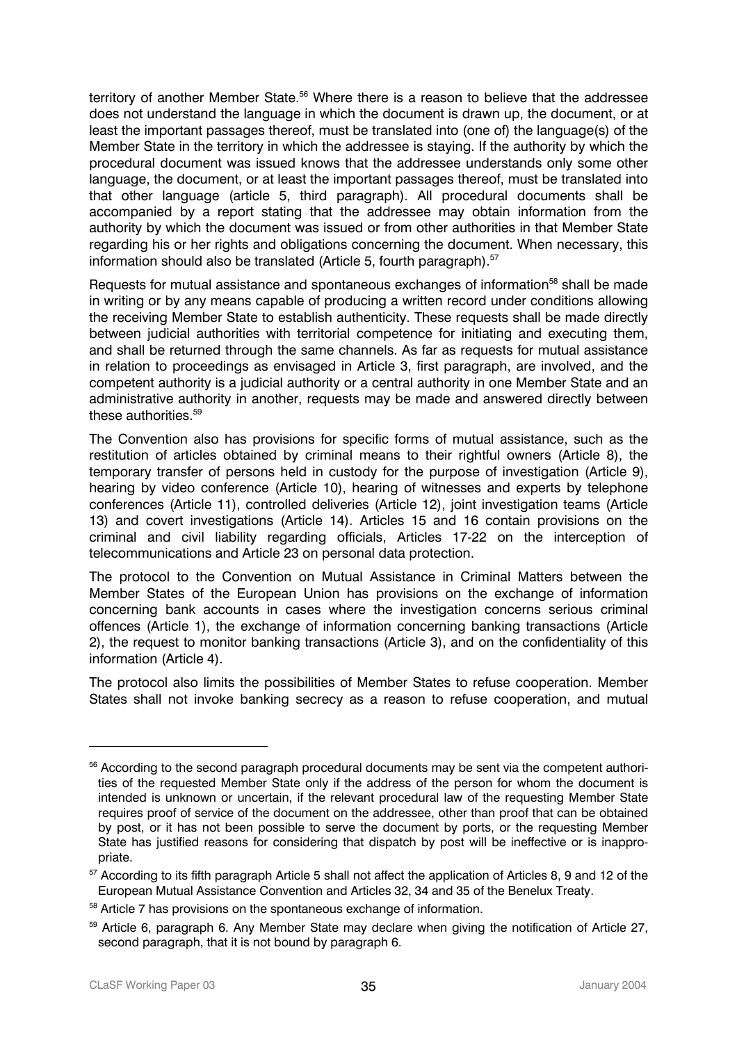territory of another Member State.[56] Where there is a reason to believe that the addressee does not understand the language in which the document is drawn up, the document, or at least the important passages thereof, must be translated into (one of) the language(s) of the Member State in the territory in which the addressee is staying. If the authority by which the procedural document was issued knows that the addressee understands only some other language, the document, or at least the important passages thereof, must be translated into that other language (article 5, third paragraph). All procedural documents shall be accompanied by a report stating that the addressee may obtain information from the authority by which the document was issued or from other authorities in that Member State regarding his or her rights and obligations concerning the document. When necessary, this information should also be translated (Article 5, fourth paragraph).[57]

Requests for mutual assistance and spontaneous exchanges of information[58] shall be made in writing or by any means capable of producing a written record under conditions allowing the receiving Member State to establish authenticity. These requests shall be made directly between judicial authorities with territorial competence for initiating and executing them, and shall be returned through the same channels. As far as requests for mutual assistance in relation to proceedings as envisaged in Article 3, first paragraph, are involved, and the competent authority is a judicial authority or a central authority in one Member State and an administrative authority in another, requests may be made and answered directly between these authorities.[59]

The Convention also has provisions for specific forms of mutual assistance, such as the restitution of articles obtained by criminal means to their rightful owners (Article 8), the temporary transfer of persons held in custody for the purpose of investigation (Article 9), hearing by video conference (Article 10), hearing of witnesses and experts by telephone conferences (Article 11), controlled deliveries (Article 12), joint investigation teams (Article 13) and covert investigations (Article 14). Articles 15 and 16 contain provisions on the criminal and civil liability regarding officials, Articles 17-22 on the interception of telecommunications and Article 23 on personal data protection.

The protocol to the Convention on Mutual Assistance in Criminal Matters between the Member States of the European Union has provisions on the exchange of information concerning bank accounts in cases where the investigation concerns serious criminal offences (Article 1), the exchange of information concerning banking transactions (Article 2), the request to monitor banking transactions (Article 3), and on the confidentiality of this information (Article 4).

The protocol also limits the possibilities of Member States to refuse cooperation. Member States shall not invoke banking secrecy as a reason to refuse cooperation, and mutual

---

[56] According to the second paragraph procedural documents may be sent via the competent authorities of the requested Member State only if the address of the person for whom the document is intended is unknown or uncertain, if the relevant procedural law of the requesting Member State requires proof of service of the document on the addressee, other than proof that can be obtained by post, or it has not been possible to serve the document by ports, or the requesting Member State has justified reasons for considering that dispatch by post will be ineffective or is inappropriate.

[57] According to its fifth paragraph Article 5 shall not affect the application of Articles 8, 9 and 12 of the European Mutual Assistance Convention and Articles 32, 34 and 35 of the Benelux Treaty.

[58] Article 7 has provisions on the spontaneous exchange of information.

[59] Article 6, paragraph 6. Any Member State may declare when giving the notification of Article 27, second paragraph, that it is not bound by paragraph 6.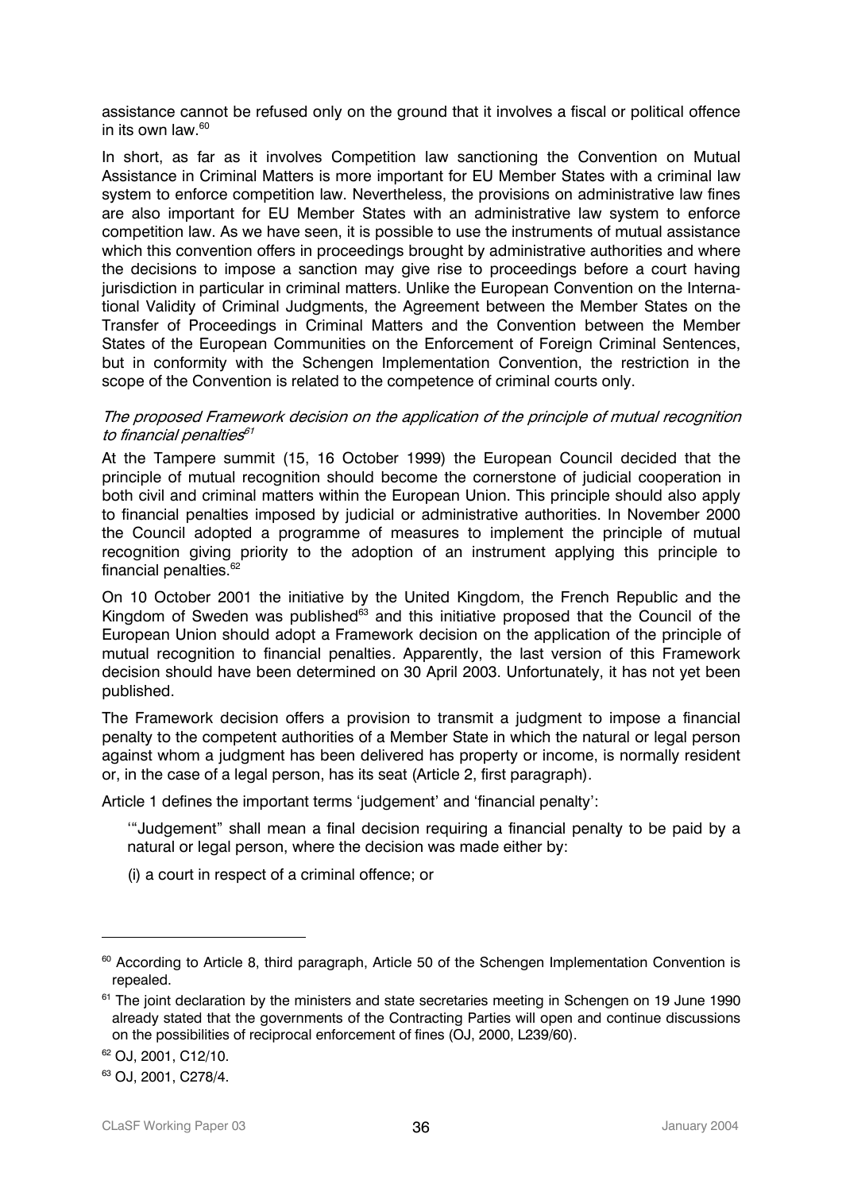assistance cannot be refused only on the ground that it involves a fiscal or political offence in its own law.[60]

In short, as far as it involves Competition law sanctioning the Convention on Mutual Assistance in Criminal Matters is more important for EU Member States with a criminal law system to enforce competition law. Nevertheless, the provisions on administrative law fines are also important for EU Member States with an administrative law system to enforce competition law. As we have seen, it is possible to use the instruments of mutual assistance which this convention offers in proceedings brought by administrative authorities and where the decisions to impose a sanction may give rise to proceedings before a court having jurisdiction in particular in criminal matters. Unlike the European Convention on the International Validity of Criminal Judgments, the Agreement between the Member States on the Transfer of Proceedings in Criminal Matters and the Convention between the Member States of the European Communities on the Enforcement of Foreign Criminal Sentences, but in conformity with the Schengen Implementation Convention, the restriction in the scope of the Convention is related to the competence of criminal courts only.

*The proposed Framework decision on the application of the principle of mutual recognition to financial penalties*[61]

At the Tampere summit (15, 16 October 1999) the European Council decided that the principle of mutual recognition should become the cornerstone of judicial cooperation in both civil and criminal matters within the European Union. This principle should also apply to financial penalties imposed by judicial or administrative authorities. In November 2000 the Council adopted a programme of measures to implement the principle of mutual recognition giving priority to the adoption of an instrument applying this principle to financial penalties.[62]

On 10 October 2001 the initiative by the United Kingdom, the French Republic and the Kingdom of Sweden was published[63] and this initiative proposed that the Council of the European Union should adopt a Framework decision on the application of the principle of mutual recognition to financial penalties. Apparently, the last version of this Framework decision should have been determined on 30 April 2003. Unfortunately, it has not yet been published.

The Framework decision offers a provision to transmit a judgment to impose a financial penalty to the competent authorities of a Member State in which the natural or legal person against whom a judgment has been delivered has property or income, is normally resident or, in the case of a legal person, has its seat (Article 2, first paragraph).

Article 1 defines the important terms 'judgement' and 'financial penalty':

> '"Judgement" shall mean a final decision requiring a financial penalty to be paid by a natural or legal person, where the decision was made either by:
>
> (i) a court in respect of a criminal offence; or

---

[60] According to Article 8, third paragraph, Article 50 of the Schengen Implementation Convention is repealed.

[61] The joint declaration by the ministers and state secretaries meeting in Schengen on 19 June 1990 already stated that the governments of the Contracting Parties will open and continue discussions on the possibilities of reciprocal enforcement of fines (OJ, 2000, L239/60).

[62] OJ, 2001, C12/10.

[63] OJ, 2001, C278/4.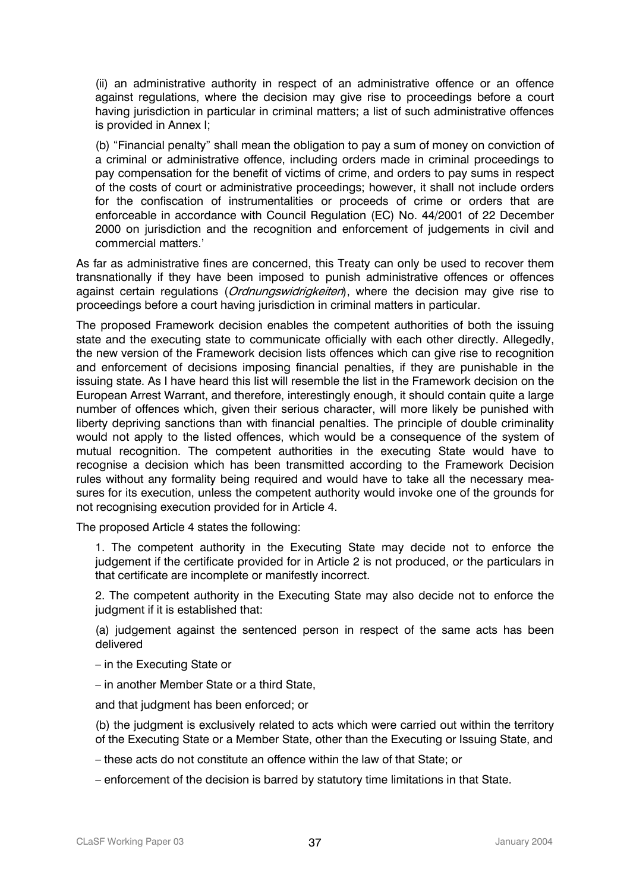(ii) an administrative authority in respect of an administrative offence or an offence against regulations, where the decision may give rise to proceedings before a court having jurisdiction in particular in criminal matters; a list of such administrative offences is provided in Annex I;

(b) "Financial penalty" shall mean the obligation to pay a sum of money on conviction of a criminal or administrative offence, including orders made in criminal proceedings to pay compensation for the benefit of victims of crime, and orders to pay sums in respect of the costs of court or administrative proceedings; however, it shall not include orders for the confiscation of instrumentalities or proceeds of crime or orders that are enforceable in accordance with Council Regulation (EC) No. 44/2001 of 22 December 2000 on jurisdiction and the recognition and enforcement of judgements in civil and commercial matters.'

As far as administrative fines are concerned, this Treaty can only be used to recover them transnationally if they have been imposed to punish administrative offences or offences against certain regulations (*Ordnungswidrigkeiten*), where the decision may give rise to proceedings before a court having jurisdiction in criminal matters in particular.

The proposed Framework decision enables the competent authorities of both the issuing state and the executing state to communicate officially with each other directly. Allegedly, the new version of the Framework decision lists offences which can give rise to recognition and enforcement of decisions imposing financial penalties, if they are punishable in the issuing state. As I have heard this list will resemble the list in the Framework decision on the European Arrest Warrant, and therefore, interestingly enough, it should contain quite a large number of offences which, given their serious character, will more likely be punished with liberty depriving sanctions than with financial penalties. The principle of double criminality would not apply to the listed offences, which would be a consequence of the system of mutual recognition. The competent authorities in the executing State would have to recognise a decision which has been transmitted according to the Framework Decision rules without any formality being required and would have to take all the necessary measures for its execution, unless the competent authority would invoke one of the grounds for not recognising execution provided for in Article 4.

The proposed Article 4 states the following:

1. The competent authority in the Executing State may decide not to enforce the judgement if the certificate provided for in Article 2 is not produced, or the particulars in that certificate are incomplete or manifestly incorrect.

2. The competent authority in the Executing State may also decide not to enforce the judgment if it is established that:

(a) judgement against the sentenced person in respect of the same acts has been delivered

– in the Executing State or

– in another Member State or a third State,

and that judgment has been enforced; or

(b) the judgment is exclusively related to acts which were carried out within the territory of the Executing State or a Member State, other than the Executing or Issuing State, and

– these acts do not constitute an offence within the law of that State; or

– enforcement of the decision is barred by statutory time limitations in that State.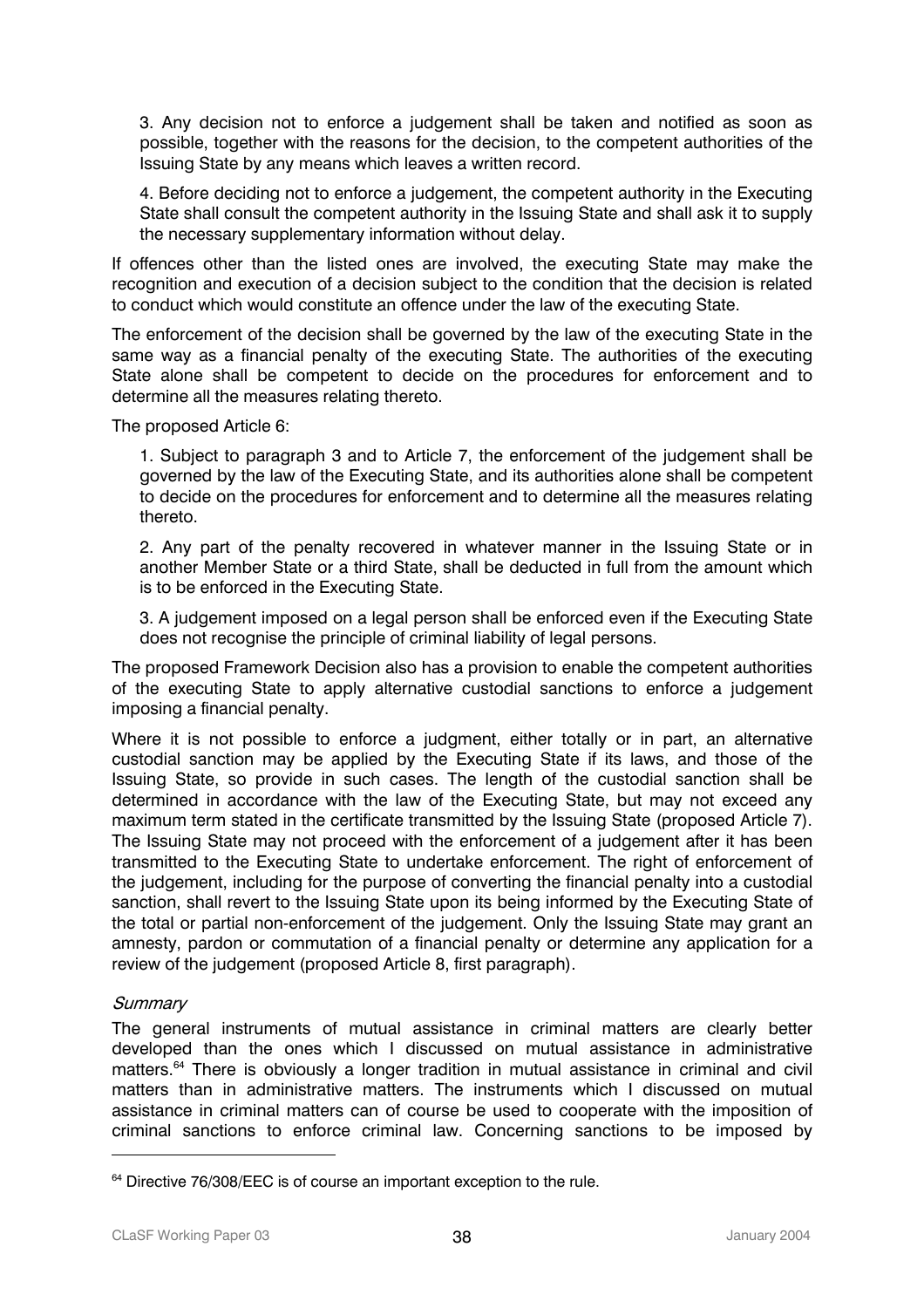3. Any decision not to enforce a judgement shall be taken and notified as soon as possible, together with the reasons for the decision, to the competent authorities of the Issuing State by any means which leaves a written record.

4. Before deciding not to enforce a judgement, the competent authority in the Executing State shall consult the competent authority in the Issuing State and shall ask it to supply the necessary supplementary information without delay.

If offences other than the listed ones are involved, the executing State may make the recognition and execution of a decision subject to the condition that the decision is related to conduct which would constitute an offence under the law of the executing State.

The enforcement of the decision shall be governed by the law of the executing State in the same way as a financial penalty of the executing State. The authorities of the executing State alone shall be competent to decide on the procedures for enforcement and to determine all the measures relating thereto.

The proposed Article 6:

1. Subject to paragraph 3 and to Article 7, the enforcement of the judgement shall be governed by the law of the Executing State, and its authorities alone shall be competent to decide on the procedures for enforcement and to determine all the measures relating thereto.

2. Any part of the penalty recovered in whatever manner in the Issuing State or in another Member State or a third State, shall be deducted in full from the amount which is to be enforced in the Executing State.

3. A judgement imposed on a legal person shall be enforced even if the Executing State does not recognise the principle of criminal liability of legal persons.

The proposed Framework Decision also has a provision to enable the competent authorities of the executing State to apply alternative custodial sanctions to enforce a judgement imposing a financial penalty.

Where it is not possible to enforce a judgment, either totally or in part, an alternative custodial sanction may be applied by the Executing State if its laws, and those of the Issuing State, so provide in such cases. The length of the custodial sanction shall be determined in accordance with the law of the Executing State, but may not exceed any maximum term stated in the certificate transmitted by the Issuing State (proposed Article 7). The Issuing State may not proceed with the enforcement of a judgement after it has been transmitted to the Executing State to undertake enforcement. The right of enforcement of the judgement, including for the purpose of converting the financial penalty into a custodial sanction, shall revert to the Issuing State upon its being informed by the Executing State of the total or partial non-enforcement of the judgement. Only the Issuing State may grant an amnesty, pardon or commutation of a financial penalty or determine any application for a review of the judgement (proposed Article 8, first paragraph).

*Summary*

The general instruments of mutual assistance in criminal matters are clearly better developed than the ones which I discussed on mutual assistance in administrative matters.[64] There is obviously a longer tradition in mutual assistance in criminal and civil matters than in administrative matters. The instruments which I discussed on mutual assistance in criminal matters can of course be used to cooperate with the imposition of criminal sanctions to enforce criminal law. Concerning sanctions to be imposed by

[64] Directive 76/308/EEC is of course an important exception to the rule.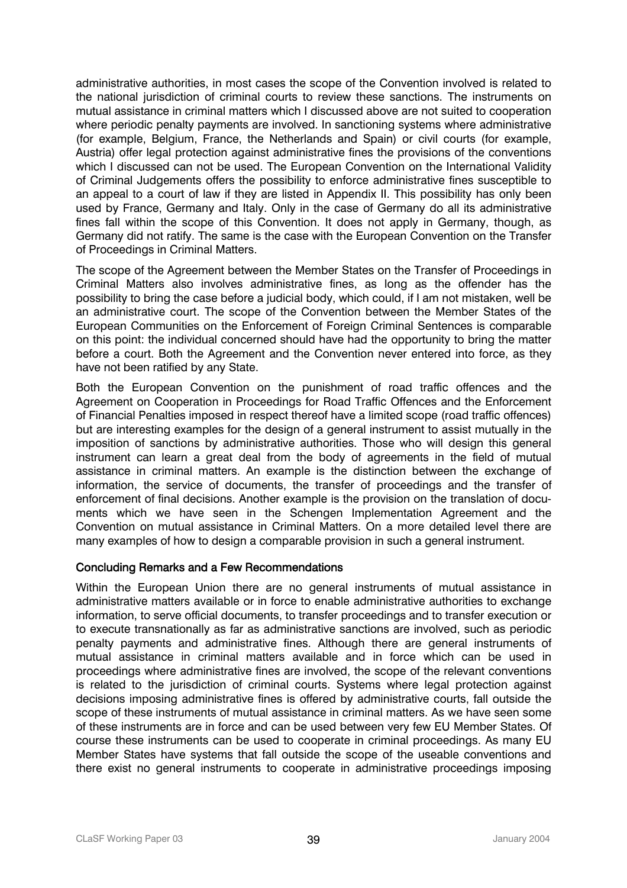administrative authorities, in most cases the scope of the Convention involved is related to the national jurisdiction of criminal courts to review these sanctions. The instruments on mutual assistance in criminal matters which I discussed above are not suited to cooperation where periodic penalty payments are involved. In sanctioning systems where administrative (for example, Belgium, France, the Netherlands and Spain) or civil courts (for example, Austria) offer legal protection against administrative fines the provisions of the conventions which I discussed can not be used. The European Convention on the International Validity of Criminal Judgements offers the possibility to enforce administrative fines susceptible to an appeal to a court of law if they are listed in Appendix II. This possibility has only been used by France, Germany and Italy. Only in the case of Germany do all its administrative fines fall within the scope of this Convention. It does not apply in Germany, though, as Germany did not ratify. The same is the case with the European Convention on the Transfer of Proceedings in Criminal Matters.

The scope of the Agreement between the Member States on the Transfer of Proceedings in Criminal Matters also involves administrative fines, as long as the offender has the possibility to bring the case before a judicial body, which could, if I am not mistaken, well be an administrative court. The scope of the Convention between the Member States of the European Communities on the Enforcement of Foreign Criminal Sentences is comparable on this point: the individual concerned should have had the opportunity to bring the matter before a court. Both the Agreement and the Convention never entered into force, as they have not been ratified by any State.

Both the European Convention on the punishment of road traffic offences and the Agreement on Cooperation in Proceedings for Road Traffic Offences and the Enforcement of Financial Penalties imposed in respect thereof have a limited scope (road traffic offences) but are interesting examples for the design of a general instrument to assist mutually in the imposition of sanctions by administrative authorities. Those who will design this general instrument can learn a great deal from the body of agreements in the field of mutual assistance in criminal matters. An example is the distinction between the exchange of information, the service of documents, the transfer of proceedings and the transfer of enforcement of final decisions. Another example is the provision on the translation of documents which we have seen in the Schengen Implementation Agreement and the Convention on mutual assistance in Criminal Matters. On a more detailed level there are many examples of how to design a comparable provision in such a general instrument.

## Concluding Remarks and a Few Recommendations

Within the European Union there are no general instruments of mutual assistance in administrative matters available or in force to enable administrative authorities to exchange information, to serve official documents, to transfer proceedings and to transfer execution or to execute transnationally as far as administrative sanctions are involved, such as periodic penalty payments and administrative fines. Although there are general instruments of mutual assistance in criminal matters available and in force which can be used in proceedings where administrative fines are involved, the scope of the relevant conventions is related to the jurisdiction of criminal courts. Systems where legal protection against decisions imposing administrative fines is offered by administrative courts, fall outside the scope of these instruments of mutual assistance in criminal matters. As we have seen some of these instruments are in force and can be used between very few EU Member States. Of course these instruments can be used to cooperate in criminal proceedings. As many EU Member States have systems that fall outside the scope of the useable conventions and there exist no general instruments to cooperate in administrative proceedings imposing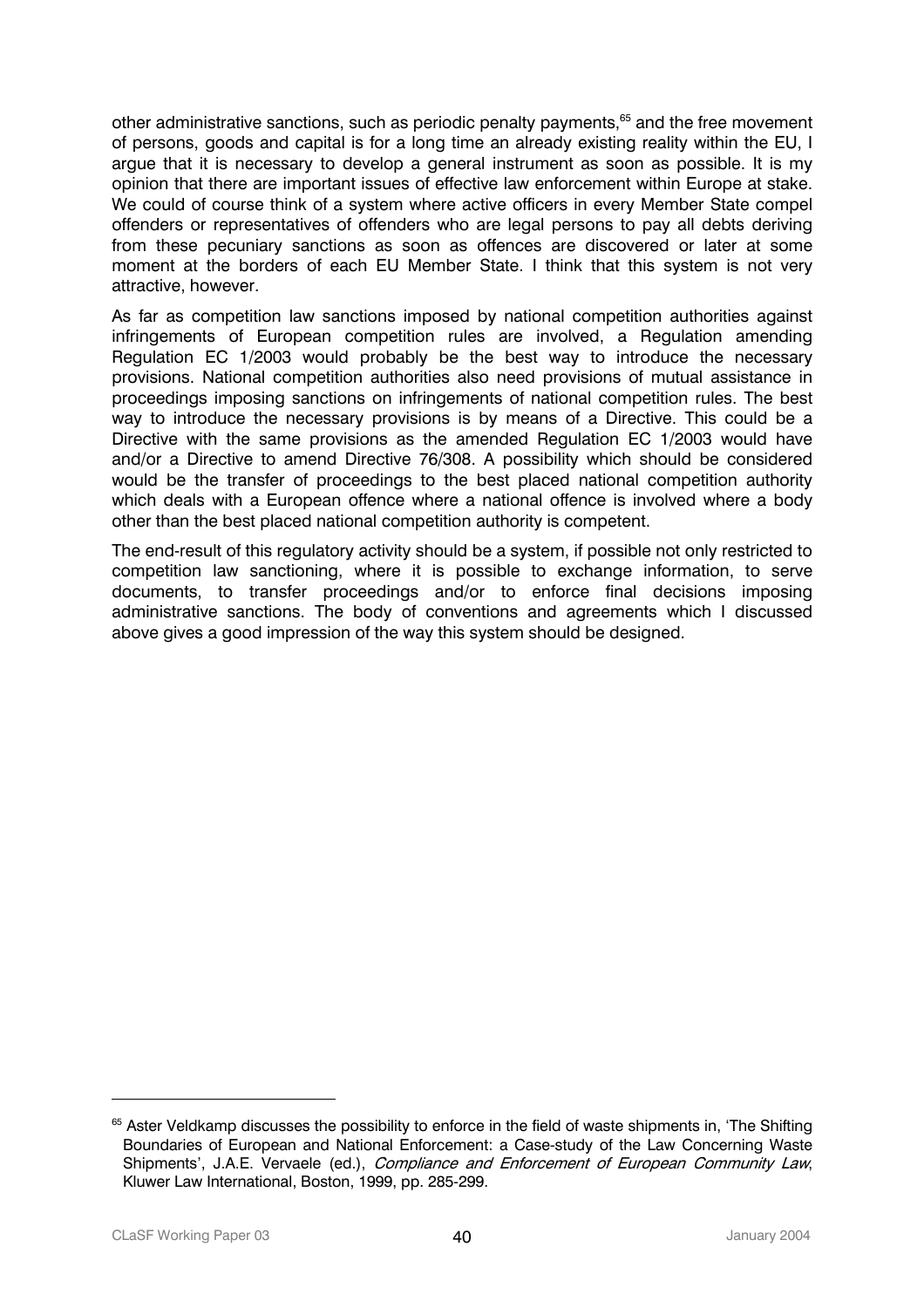other administrative sanctions, such as periodic penalty payments,[65] and the free movement of persons, goods and capital is for a long time an already existing reality within the EU, I argue that it is necessary to develop a general instrument as soon as possible. It is my opinion that there are important issues of effective law enforcement within Europe at stake. We could of course think of a system where active officers in every Member State compel offenders or representatives of offenders who are legal persons to pay all debts deriving from these pecuniary sanctions as soon as offences are discovered or later at some moment at the borders of each EU Member State. I think that this system is not very attractive, however.

As far as competition law sanctions imposed by national competition authorities against infringements of European competition rules are involved, a Regulation amending Regulation EC 1/2003 would probably be the best way to introduce the necessary provisions. National competition authorities also need provisions of mutual assistance in proceedings imposing sanctions on infringements of national competition rules. The best way to introduce the necessary provisions is by means of a Directive. This could be a Directive with the same provisions as the amended Regulation EC 1/2003 would have and/or a Directive to amend Directive 76/308. A possibility which should be considered would be the transfer of proceedings to the best placed national competition authority which deals with a European offence where a national offence is involved where a body other than the best placed national competition authority is competent.

The end-result of this regulatory activity should be a system, if possible not only restricted to competition law sanctioning, where it is possible to exchange information, to serve documents, to transfer proceedings and/or to enforce final decisions imposing administrative sanctions. The body of conventions and agreements which I discussed above gives a good impression of the way this system should be designed.

---

[65] Aster Veldkamp discusses the possibility to enforce in the field of waste shipments in, 'The Shifting Boundaries of European and National Enforcement: a Case-study of the Law Concerning Waste Shipments', J.A.E. Vervaele (ed.), *Compliance and Enforcement of European Community Law*, Kluwer Law International, Boston, 1999, pp. 285-299.